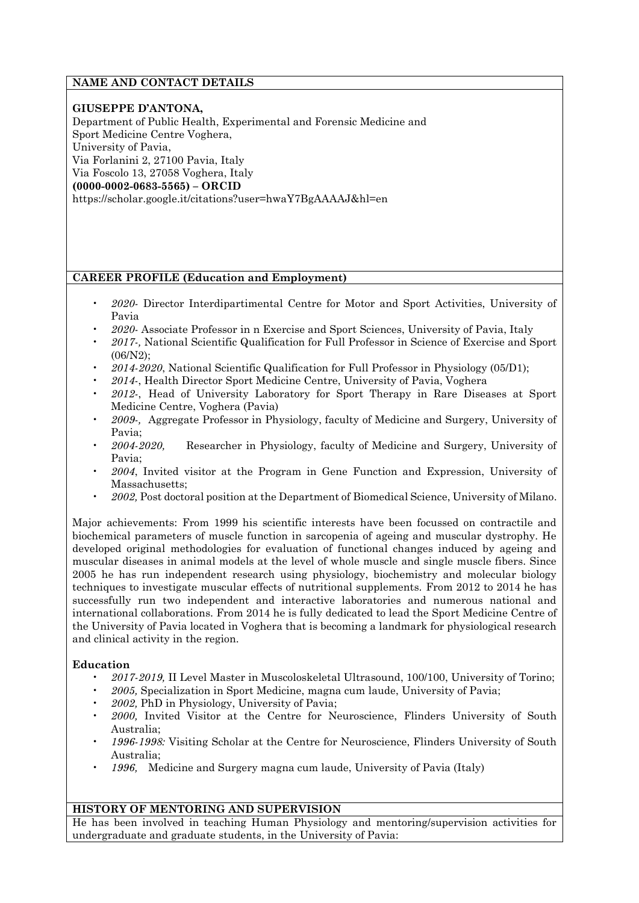## NAME AND CONTACT DETAILS

**GIUSEPPE D'ANTONA,**
Department of Public Health, Experimental and Forensic Medicine and
Sport Medicine Centre Voghera,
University of Pavia,
Via Forlanini 2, 27100 Pavia, Italy
Via Foscolo 13, 27058 Voghera, Italy
**(0000-0002-0683-5565) – ORCID**
https://scholar.google.it/citations?user=hwaY7BgAAAAJ&hl=en

## CAREER PROFILE (Education and Employment)

- *2020-* Director Interdipartimental Centre for Motor and Sport Activities, University of Pavia
- *2020-* Associate Professor in n Exercise and Sport Sciences, University of Pavia, Italy
- *2017-,* National Scientific Qualification for Full Professor in Science of Exercise and Sport (06/N2);
- *2014-2020*, National Scientific Qualification for Full Professor in Physiology (05/D1);
- *2014-*, Health Director Sport Medicine Centre, University of Pavia, Voghera
- *2012-*, Head of University Laboratory for Sport Therapy in Rare Diseases at Sport Medicine Centre, Voghera (Pavia)
- *2009-,* Aggregate Professor in Physiology, faculty of Medicine and Surgery, University of Pavia;
- *2004-2020,* Researcher in Physiology, faculty of Medicine and Surgery, University of Pavia;
- *2004*, Invited visitor at the Program in Gene Function and Expression, University of Massachusetts;
- *2002,* Post doctoral position at the Department of Biomedical Science, University of Milano.

Major achievements: From 1999 his scientific interests have been focussed on contractile and biochemical parameters of muscle function in sarcopenia of ageing and muscular dystrophy. He developed original methodologies for evaluation of functional changes induced by ageing and muscular diseases in animal models at the level of whole muscle and single muscle fibers. Since 2005 he has run independent research using physiology, biochemistry and molecular biology techniques to investigate muscular effects of nutritional supplements. From 2012 to 2014 he has successfully run two independent and interactive laboratories and numerous national and international collaborations. From 2014 he is fully dedicated to lead the Sport Medicine Centre of the University of Pavia located in Voghera that is becoming a landmark for physiological research and clinical activity in the region.

### Education

- *2017-2019,* II Level Master in Muscoloskeletal Ultrasound, 100/100, University of Torino;
- *2005,* Specialization in Sport Medicine, magna cum laude, University of Pavia;
- *2002,* PhD in Physiology, University of Pavia;
- *2000,* Invited Visitor at the Centre for Neuroscience, Flinders University of South Australia;
- *1996-1998:* Visiting Scholar at the Centre for Neuroscience, Flinders University of South Australia;
- *1996,* Medicine and Surgery magna cum laude, University of Pavia (Italy)

## HISTORY OF MENTORING AND SUPERVISION

He has been involved in teaching Human Physiology and mentoring/supervision activities for undergraduate and graduate students, in the University of Pavia: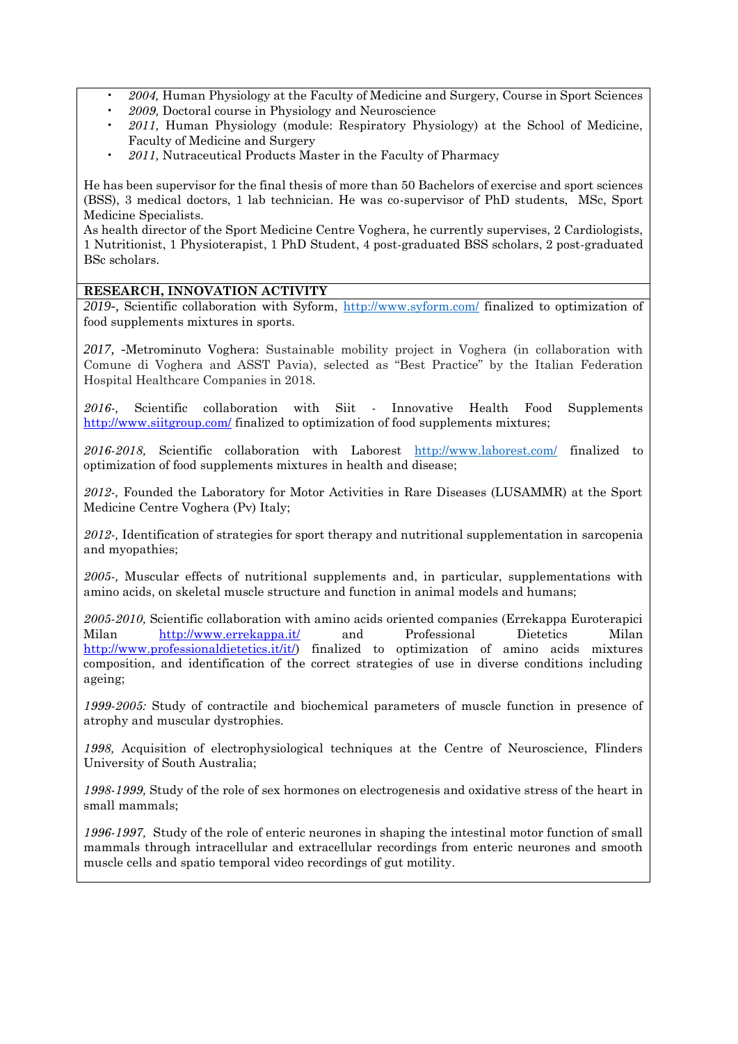- *2004,* Human Physiology at the Faculty of Medicine and Surgery, Course in Sport Sciences
- *2009,* Doctoral course in Physiology and Neuroscience
- *2011,* Human Physiology (module: Respiratory Physiology) at the School of Medicine, Faculty of Medicine and Surgery
- *2011,* Nutraceutical Products Master in the Faculty of Pharmacy

He has been supervisor for the final thesis of more than 50 Bachelors of exercise and sport sciences (BSS), 3 medical doctors, 1 lab technician. He was co-supervisor of PhD students, MSc, Sport Medicine Specialists.
As health director of the Sport Medicine Centre Voghera, he currently supervises, 2 Cardiologists, 1 Nutritionist, 1 Physioterapist, 1 PhD Student, 4 post-graduated BSS scholars, 2 post-graduated BSc scholars.

**RESEARCH, INNOVATION ACTIVITY**

*2019-,* Scientific collaboration with Syform, http://www.syform.com/ finalized to optimization of food supplements mixtures in sports.

*2017,* -Metrominuto Voghera: Sustainable mobility project in Voghera (in collaboration with Comune di Voghera and ASST Pavia), selected as "Best Practice" by the Italian Federation Hospital Healthcare Companies in 2018.

*2016-,* Scientific collaboration with Siit - Innovative Health Food Supplements http://www.siitgroup.com/ finalized to optimization of food supplements mixtures;

*2016-2018,* Scientific collaboration with Laborest http://www.laborest.com/ finalized to optimization of food supplements mixtures in health and disease;

*2012-,* Founded the Laboratory for Motor Activities in Rare Diseases (LUSAMMR) at the Sport Medicine Centre Voghera (Pv) Italy;

*2012-,* Identification of strategies for sport therapy and nutritional supplementation in sarcopenia and myopathies;

*2005-,* Muscular effects of nutritional supplements and, in particular, supplementations with amino acids, on skeletal muscle structure and function in animal models and humans;

*2005-2010,* Scientific collaboration with amino acids oriented companies (Errekappa Euroterapici Milan http://www.errekappa.it/ and Professional Dietetics Milan http://www.professionaldietetics.it/it/) finalized to optimization of amino acids mixtures composition, and identification of the correct strategies of use in diverse conditions including ageing;

*1999-2005:* Study of contractile and biochemical parameters of muscle function in presence of atrophy and muscular dystrophies.

*1998,* Acquisition of electrophysiological techniques at the Centre of Neuroscience, Flinders University of South Australia;

*1998-1999,* Study of the role of sex hormones on electrogenesis and oxidative stress of the heart in small mammals;

*1996-1997,* Study of the role of enteric neurones in shaping the intestinal motor function of small mammals through intracellular and extracellular recordings from enteric neurones and smooth muscle cells and spatio temporal video recordings of gut motility.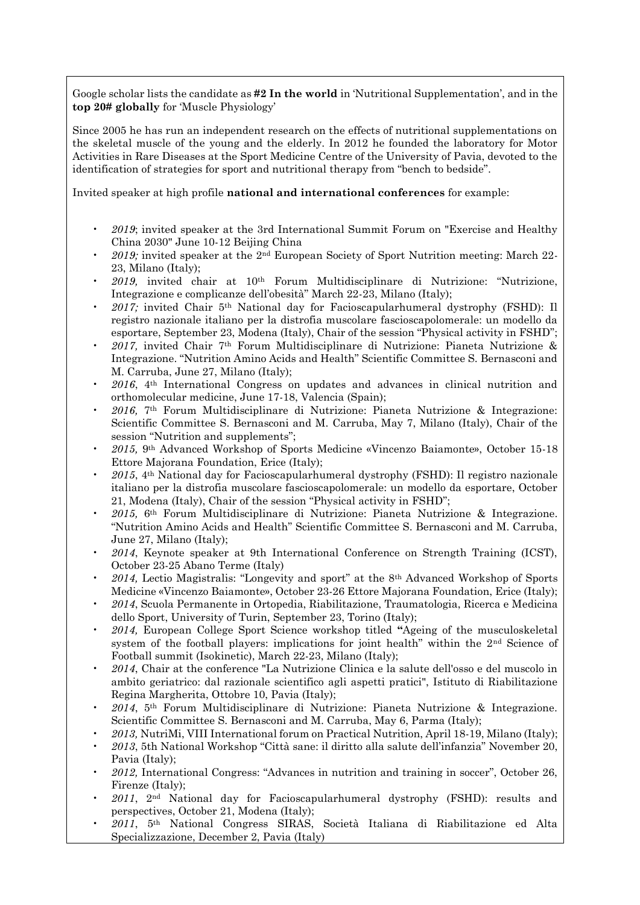Google scholar lists the candidate as **#2 In the world** in 'Nutritional Supplementation', and in the **top 20# globally** for 'Muscle Physiology'

Since 2005 he has run an independent research on the effects of nutritional supplementations on the skeletal muscle of the young and the elderly. In 2012 he founded the laboratory for Motor Activities in Rare Diseases at the Sport Medicine Centre of the University of Pavia, devoted to the identification of strategies for sport and nutritional therapy from "bench to bedside".

Invited speaker at high profile **national and international conferences** for example:

- *2019*; invited speaker at the 3rd International Summit Forum on "Exercise and Healthy China 2030" June 10-12 Beijing China
- *2019;* invited speaker at the 2nd European Society of Sport Nutrition meeting: March 22-23, Milano (Italy);
- *2019,* invited chair at 10th Forum Multidisciplinare di Nutrizione: "Nutrizione, Integrazione e complicanze dell'obesità" March 22-23, Milano (Italy);
- *2017;* invited Chair 5th National day for Facioscapularhumeral dystrophy (FSHD): Il registro nazionale italiano per la distrofia muscolare fascioscapolomerale: un modello da esportare, September 23, Modena (Italy), Chair of the session "Physical activity in FSHD";
- *2017,* invited Chair 7th Forum Multidisciplinare di Nutrizione: Pianeta Nutrizione & Integrazione. "Nutrition Amino Acids and Health" Scientific Committee S. Bernasconi and M. Carruba, June 27, Milano (Italy);
- *2016*, 4th International Congress on updates and advances in clinical nutrition and orthomolecular medicine, June 17-18, Valencia (Spain);
- *2016,* 7th Forum Multidisciplinare di Nutrizione: Pianeta Nutrizione & Integrazione: Scientific Committee S. Bernasconi and M. Carruba, May 7, Milano (Italy), Chair of the session "Nutrition and supplements";
- *2015,* 9th Advanced Workshop of Sports Medicine «Vincenzo Baiamonte», October 15-18 Ettore Majorana Foundation, Erice (Italy);
- *2015*, 4th National day for Facioscapularhumeral dystrophy (FSHD): Il registro nazionale italiano per la distrofia muscolare fascioscapolomerale: un modello da esportare, October 21, Modena (Italy), Chair of the session "Physical activity in FSHD";
- *2015,* 6th Forum Multidisciplinare di Nutrizione: Pianeta Nutrizione & Integrazione. "Nutrition Amino Acids and Health" Scientific Committee S. Bernasconi and M. Carruba, June 27, Milano (Italy);
- *2014*, Keynote speaker at 9th International Conference on Strength Training (ICST), October 23-25 Abano Terme (Italy)
- *2014,* Lectio Magistralis: "Longevity and sport" at the 8th Advanced Workshop of Sports Medicine «Vincenzo Baiamonte», October 23-26 Ettore Majorana Foundation, Erice (Italy);
- *2014*, Scuola Permanente in Ortopedia, Riabilitazione, Traumatologia, Ricerca e Medicina dello Sport, University of Turin, September 23, Torino (Italy);
- *2014,* European College Sport Science workshop titled **"**Ageing of the musculoskeletal system of the football players: implications for joint health" within the 2nd Science of Football summit (Isokinetic), March 22-23, Milano (Italy);
- *2014*, Chair at the conference "La Nutrizione Clinica e la salute dell'osso e del muscolo in ambito geriatrico: dal razionale scientifico agli aspetti pratici", Istituto di Riabilitazione Regina Margherita, Ottobre 10, Pavia (Italy);
- *2014*, 5th Forum Multidisciplinare di Nutrizione: Pianeta Nutrizione & Integrazione. Scientific Committee S. Bernasconi and M. Carruba, May 6, Parma (Italy);
- *2013,* NutriMi, VIII International forum on Practical Nutrition, April 18-19, Milano (Italy);
- *2013*, 5th National Workshop "Città sane: il diritto alla salute dell'infanzia" November 20, Pavia (Italy);
- *2012,* International Congress: "Advances in nutrition and training in soccer", October 26, Firenze (Italy);
- *2011*, 2nd National day for Facioscapularhumeral dystrophy (FSHD): results and perspectives, October 21, Modena (Italy);
- *2011*, 5th National Congress SIRAS, Società Italiana di Riabilitazione ed Alta Specializzazione, December 2, Pavia (Italy)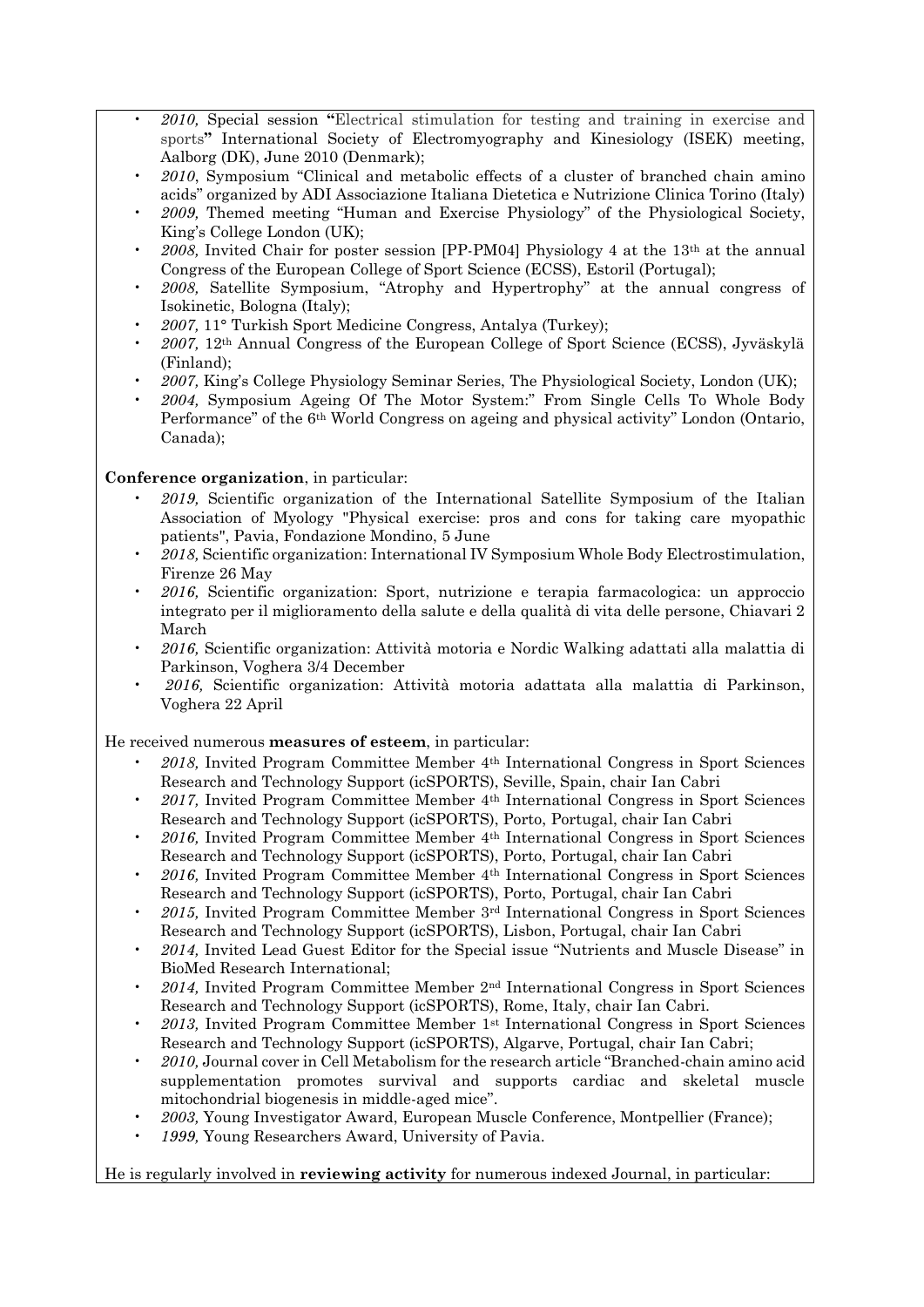- *2010,* Special session **"**Electrical stimulation for testing and training in exercise and sports**"** International Society of Electromyography and Kinesiology (ISEK) meeting, Aalborg (DK), June 2010 (Denmark);
- *2010*, Symposium "Clinical and metabolic effects of a cluster of branched chain amino acids" organized by ADI Associazione Italiana Dietetica e Nutrizione Clinica Torino (Italy)
- *2009,* Themed meeting "Human and Exercise Physiology" of the Physiological Society, King's College London (UK);
- *2008,* Invited Chair for poster session [PP-PM04] Physiology 4 at the 13th at the annual Congress of the European College of Sport Science (ECSS), Estoril (Portugal);
- *2008,* Satellite Symposium, "Atrophy and Hypertrophy" at the annual congress of Isokinetic, Bologna (Italy);
- *2007,* 11° Turkish Sport Medicine Congress, Antalya (Turkey);
- *2007,* 12th Annual Congress of the European College of Sport Science (ECSS), Jyväskylä (Finland);
- *2007,* King's College Physiology Seminar Series, The Physiological Society, London (UK);
- *2004,* Symposium Ageing Of The Motor System:" From Single Cells To Whole Body Performance" of the 6th World Congress on ageing and physical activity" London (Ontario, Canada);

**Conference organization**, in particular:

- *2019,* Scientific organization of the International Satellite Symposium of the Italian Association of Myology "Physical exercise: pros and cons for taking care myopathic patients", Pavia, Fondazione Mondino, 5 June
- *2018,* Scientific organization: International IV Symposium Whole Body Electrostimulation, Firenze 26 May
- *2016,* Scientific organization: Sport, nutrizione e terapia farmacologica: un approccio integrato per il miglioramento della salute e della qualità di vita delle persone, Chiavari 2 March
- *2016,* Scientific organization: Attività motoria e Nordic Walking adattati alla malattia di Parkinson, Voghera 3/4 December
- *2016,* Scientific organization: Attività motoria adattata alla malattia di Parkinson, Voghera 22 April

He received numerous **measures of esteem**, in particular:

- *2018,* Invited Program Committee Member 4th International Congress in Sport Sciences Research and Technology Support (icSPORTS), Seville, Spain, chair Ian Cabri
- *2017,* Invited Program Committee Member 4th International Congress in Sport Sciences Research and Technology Support (icSPORTS), Porto, Portugal, chair Ian Cabri
- *2016,* Invited Program Committee Member 4th International Congress in Sport Sciences Research and Technology Support (icSPORTS), Porto, Portugal, chair Ian Cabri
- *2016,* Invited Program Committee Member 4th International Congress in Sport Sciences Research and Technology Support (icSPORTS), Porto, Portugal, chair Ian Cabri
- *2015,* Invited Program Committee Member 3rd International Congress in Sport Sciences Research and Technology Support (icSPORTS), Lisbon, Portugal, chair Ian Cabri
- *2014,* Invited Lead Guest Editor for the Special issue "Nutrients and Muscle Disease" in BioMed Research International;
- *2014,* Invited Program Committee Member 2nd International Congress in Sport Sciences Research and Technology Support (icSPORTS), Rome, Italy, chair Ian Cabri.
- *2013,* Invited Program Committee Member 1st International Congress in Sport Sciences Research and Technology Support (icSPORTS), Algarve, Portugal, chair Ian Cabri;
- *2010,* Journal cover in Cell Metabolism for the research article "Branched-chain amino acid supplementation promotes survival and supports cardiac and skeletal muscle mitochondrial biogenesis in middle-aged mice".
- *2003,* Young Investigator Award, European Muscle Conference, Montpellier (France);
- *1999,* Young Researchers Award, University of Pavia.

He is regularly involved in **reviewing activity** for numerous indexed Journal, in particular: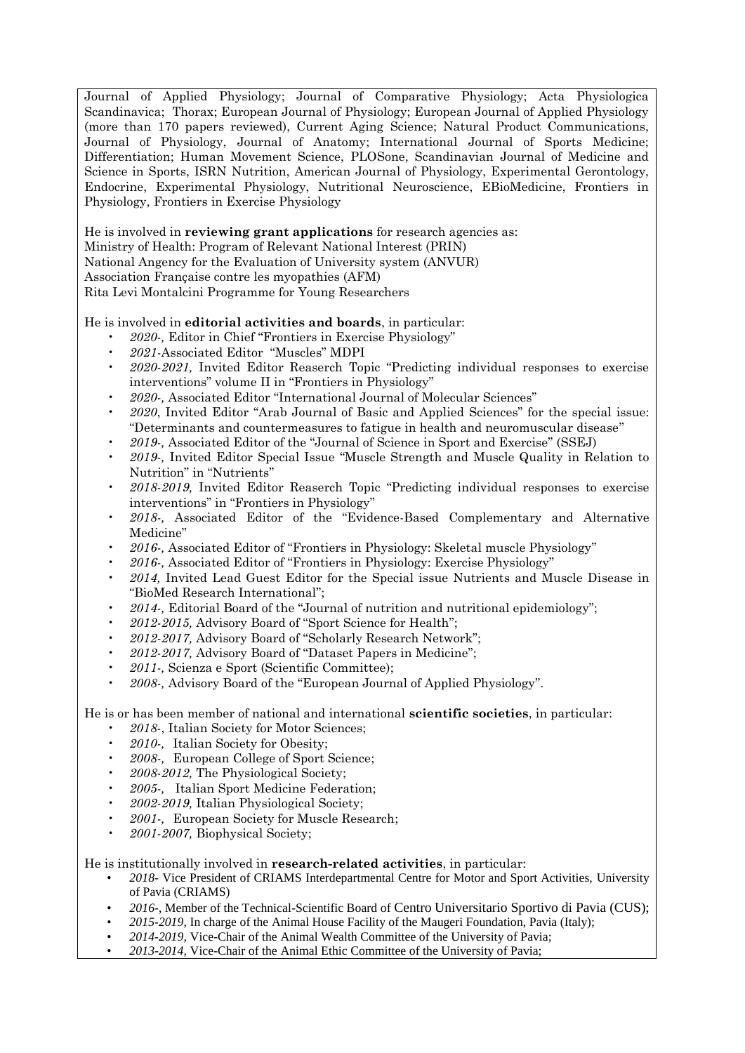Journal of Applied Physiology; Journal of Comparative Physiology; Acta Physiologica Scandinavica; Thorax; European Journal of Physiology; European Journal of Applied Physiology (more than 170 papers reviewed), Current Aging Science; Natural Product Communications, Journal of Physiology, Journal of Anatomy; International Journal of Sports Medicine; Differentiation; Human Movement Science, PLOSone, Scandinavian Journal of Medicine and Science in Sports, ISRN Nutrition, American Journal of Physiology, Experimental Gerontology, Endocrine, Experimental Physiology, Nutritional Neuroscience, EBioMedicine, Frontiers in Physiology, Frontiers in Exercise Physiology

He is involved in **reviewing grant applications** for research agencies as:
Ministry of Health: Program of Relevant National Interest (PRIN)
National Angency for the Evaluation of University system (ANVUR)
Association Française contre les myopathies (AFM)
Rita Levi Montalcini Programme for Young Researchers

He is involved in **editorial activities and boards**, in particular:

- *2020-,* Editor in Chief "Frontiers in Exercise Physiology"
- *2021-*Associated Editor "Muscles" MDPI
- *2020-2021,* Invited Editor Reaserch Topic "Predicting individual responses to exercise interventions" volume II in "Frontiers in Physiology"
- *2020-,* Associated Editor "International Journal of Molecular Sciences"
- *2020*, Invited Editor "Arab Journal of Basic and Applied Sciences" for the special issue: "Determinants and countermeasures to fatigue in health and neuromuscular disease"
- *2019-,* Associated Editor of the "Journal of Science in Sport and Exercise" (SSEJ)
- *2019-,* Invited Editor Special Issue "Muscle Strength and Muscle Quality in Relation to Nutrition" in "Nutrients"
- *2018-2019,* Invited Editor Reaserch Topic "Predicting individual responses to exercise interventions" in "Frontiers in Physiology"
- *2018-,* Associated Editor of the "Evidence-Based Complementary and Alternative Medicine"
- *2016-,* Associated Editor of "Frontiers in Physiology: Skeletal muscle Physiology"
- *2016-,* Associated Editor of "Frontiers in Physiology: Exercise Physiology"
- *2014,* Invited Lead Guest Editor for the Special issue Nutrients and Muscle Disease in "BioMed Research International";
- *2014-,* Editorial Board of the "Journal of nutrition and nutritional epidemiology";
- *2012-2015,* Advisory Board of "Sport Science for Health";
- *2012-2017,* Advisory Board of "Scholarly Research Network";
- *2012-2017,* Advisory Board of "Dataset Papers in Medicine";
- *2011-,* Scienza e Sport (Scientific Committee);
- *2008-,* Advisory Board of the "European Journal of Applied Physiology".

He is or has been member of national and international **scientific societies**, in particular:

- *2018-*, Italian Society for Motor Sciences;
- *2010-,* Italian Society for Obesity;
- *2008-,* European College of Sport Science;
- *2008-2012,* The Physiological Society;
- *2005-,* Italian Sport Medicine Federation;
- *2002-2019,* Italian Physiological Society;
- *2001-,* European Society for Muscle Research;
- *2001-2007,* Biophysical Society;

He is institutionally involved in **research-related activities**, in particular:

- *2018-* Vice President of CRIAMS Interdepartmental Centre for Motor and Sport Activities, University of Pavia (CRIAMS)
- *2016-*, Member of the Technical-Scientific Board of Centro Universitario Sportivo di Pavia (CUS);
- *2015-2019,* In charge of the Animal House Facility of the Maugeri Foundation, Pavia (Italy);
- *2014-2019,* Vice-Chair of the Animal Wealth Committee of the University of Pavia;
- *2013-2014,* Vice-Chair of the Animal Ethic Committee of the University of Pavia;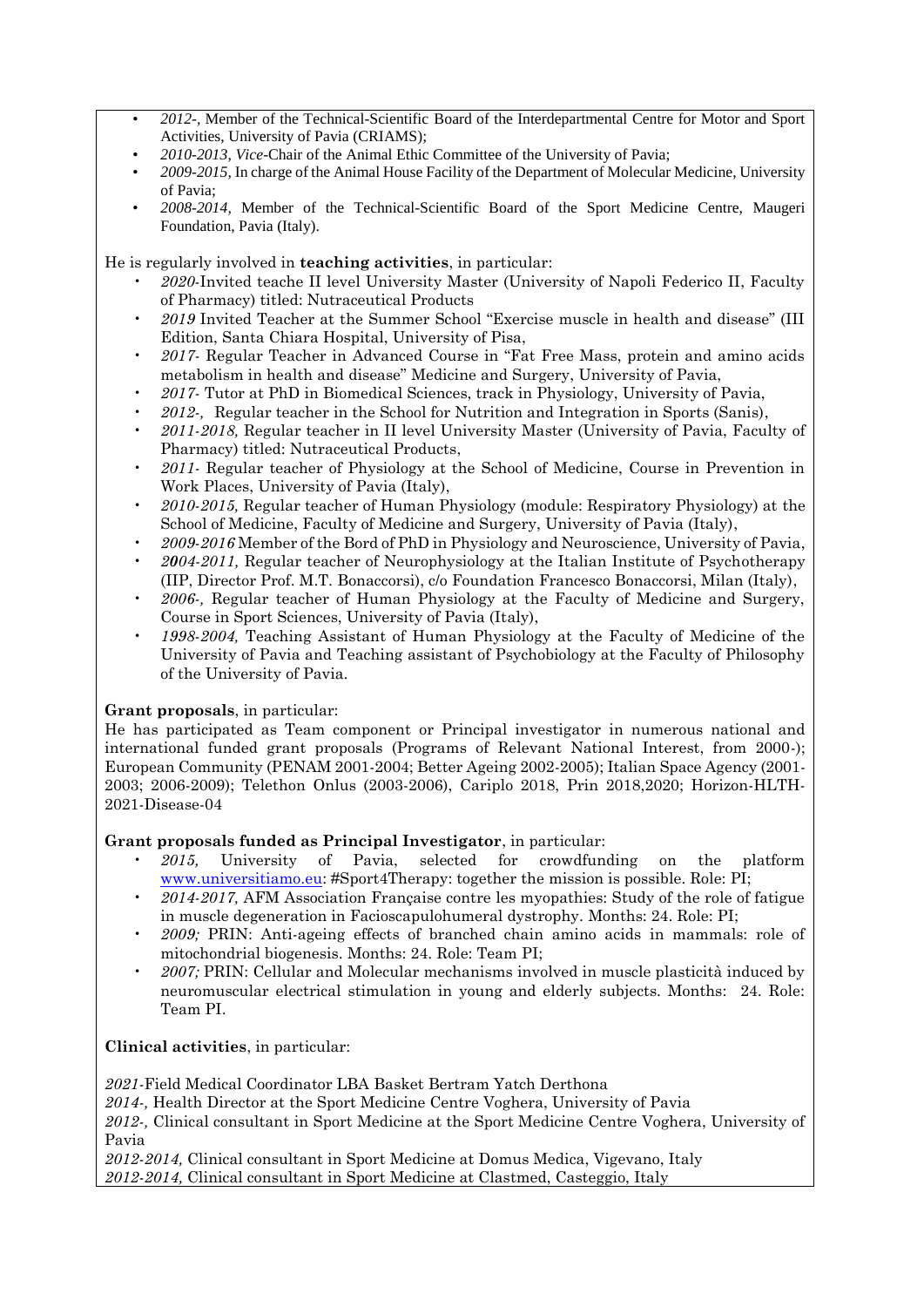- *2012-*, Member of the Technical-Scientific Board of the Interdepartmental Centre for Motor and Sport Activities, University of Pavia (CRIAMS);
- *2010-2013, Vice*-Chair of the Animal Ethic Committee of the University of Pavia;
- *2009-2015,* In charge of the Animal House Facility of the Department of Molecular Medicine, University of Pavia;
- *2008-2014,* Member of the Technical-Scientific Board of the Sport Medicine Centre, Maugeri Foundation, Pavia (Italy).

He is regularly involved in **teaching activities**, in particular:

- *2020*-Invited teache II level University Master (University of Napoli Federico II, Faculty of Pharmacy) titled: Nutraceutical Products
- *2019* Invited Teacher at the Summer School "Exercise muscle in health and disease" (III Edition, Santa Chiara Hospital, University of Pisa,
- *2017*- Regular Teacher in Advanced Course in "Fat Free Mass, protein and amino acids metabolism in health and disease" Medicine and Surgery, University of Pavia,
- *2017*- Tutor at PhD in Biomedical Sciences, track in Physiology, University of Pavia,
- *2012-,* Regular teacher in the School for Nutrition and Integration in Sports (Sanis),
- *2011-2018,* Regular teacher in II level University Master (University of Pavia, Faculty of Pharmacy) titled: Nutraceutical Products,
- *2011*- Regular teacher of Physiology at the School of Medicine, Course in Prevention in Work Places, University of Pavia (Italy),
- *2010-2015,* Regular teacher of Human Physiology (module: Respiratory Physiology) at the School of Medicine, Faculty of Medicine and Surgery, University of Pavia (Italy),
- *2009-2016* Member of the Bord of PhD in Physiology and Neuroscience, University of Pavia,
- *2004-2011,* Regular teacher of Neurophysiology at the Italian Institute of Psychotherapy (IIP, Director Prof. M.T. Bonaccorsi), c/o Foundation Francesco Bonaccorsi, Milan (Italy),
- *2006-,* Regular teacher of Human Physiology at the Faculty of Medicine and Surgery, Course in Sport Sciences, University of Pavia (Italy),
- *1998-2004,* Teaching Assistant of Human Physiology at the Faculty of Medicine of the University of Pavia and Teaching assistant of Psychobiology at the Faculty of Philosophy of the University of Pavia.

**Grant proposals**, in particular:

He has participated as Team component or Principal investigator in numerous national and international funded grant proposals (Programs of Relevant National Interest, from 2000-); European Community (PENAM 2001-2004; Better Ageing 2002-2005); Italian Space Agency (2001-2003; 2006-2009); Telethon Onlus (2003-2006), Cariplo 2018, Prin 2018,2020; Horizon-HLTH-2021-Disease-04

**Grant proposals funded as Principal Investigator**, in particular:

- *2015,* University of Pavia, selected for crowdfunding on the platform www.universitiamo.eu: #Sport4Therapy: together the mission is possible. Role: PI;
- *2014-2017,* AFM Association Française contre les myopathies: Study of the role of fatigue in muscle degeneration in Facioscapulohumeral dystrophy. Months: 24. Role: PI;
- *2009;* PRIN: Anti-ageing effects of branched chain amino acids in mammals: role of mitochondrial biogenesis. Months: 24. Role: Team PI;
- *2007;* PRIN: Cellular and Molecular mechanisms involved in muscle plasticità induced by neuromuscular electrical stimulation in young and elderly subjects. Months: 24. Role: Team PI.

**Clinical activities**, in particular:

*2021*-Field Medical Coordinator LBA Basket Bertram Yatch Derthona
*2014-,* Health Director at the Sport Medicine Centre Voghera, University of Pavia
*2012-,* Clinical consultant in Sport Medicine at the Sport Medicine Centre Voghera, University of Pavia
*2012-2014,* Clinical consultant in Sport Medicine at Domus Medica, Vigevano, Italy
*2012-2014,* Clinical consultant in Sport Medicine at Clastmed, Casteggio, Italy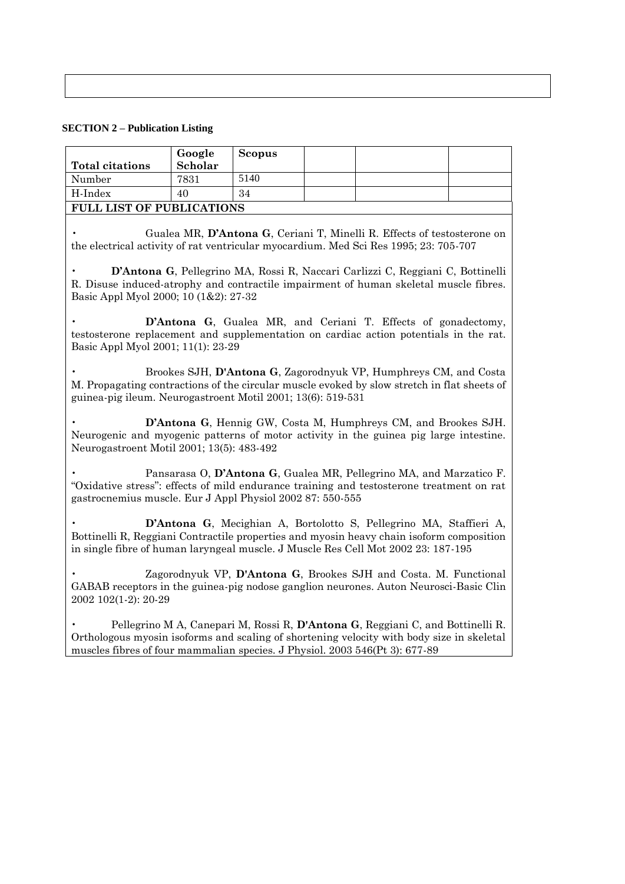**SECTION 2 – Publication Listing**

| Total citations | Google Scholar | Scopus | | | |
|---|---|---|---|---|---|
| Number | 7831 | 5140 | | | |
| H-Index | 40 | 34 | | | |

**FULL LIST OF PUBLICATIONS**

- Gualea MR, **D'Antona G**, Ceriani T, Minelli R. Effects of testosterone on the electrical activity of rat ventricular myocardium. Med Sci Res 1995; 23: 705-707

- **D'Antona G**, Pellegrino MA, Rossi R, Naccari Carlizzi C, Reggiani C, Bottinelli R. Disuse induced-atrophy and contractile impairment of human skeletal muscle fibres. Basic Appl Myol 2000; 10 (1&2): 27-32

- **D'Antona G**, Gualea MR, and Ceriani T. Effects of gonadectomy, testosterone replacement and supplementation on cardiac action potentials in the rat. Basic Appl Myol 2001; 11(1): 23-29

- Brookes SJH, **D'Antona G**, Zagorodnyuk VP, Humphreys CM, and Costa M. Propagating contractions of the circular muscle evoked by slow stretch in flat sheets of guinea-pig ileum. Neurogastroent Motil 2001; 13(6): 519-531

- **D'Antona G**, Hennig GW, Costa M, Humphreys CM, and Brookes SJH. Neurogenic and myogenic patterns of motor activity in the guinea pig large intestine. Neurogastroent Motil 2001; 13(5): 483-492

- Pansarasa O, **D'Antona G**, Gualea MR, Pellegrino MA, and Marzatico F. "Oxidative stress": effects of mild endurance training and testosterone treatment on rat gastrocnemius muscle. Eur J Appl Physiol 2002 87: 550-555

- **D'Antona G**, Mecighian A, Bortolotto S, Pellegrino MA, Staffieri A, Bottinelli R, Reggiani Contractile properties and myosin heavy chain isoform composition in single fibre of human laryngeal muscle. J Muscle Res Cell Mot 2002 23: 187-195

- Zagorodnyuk VP, **D'Antona G**, Brookes SJH and Costa. M. Functional GABAB receptors in the guinea-pig nodose ganglion neurones. Auton Neurosci-Basic Clin 2002 102(1-2): 20-29

- Pellegrino M A, Canepari M, Rossi R, **D'Antona G**, Reggiani C, and Bottinelli R. Orthologous myosin isoforms and scaling of shortening velocity with body size in skeletal muscles fibres of four mammalian species. J Physiol. 2003 546(Pt 3): 677-89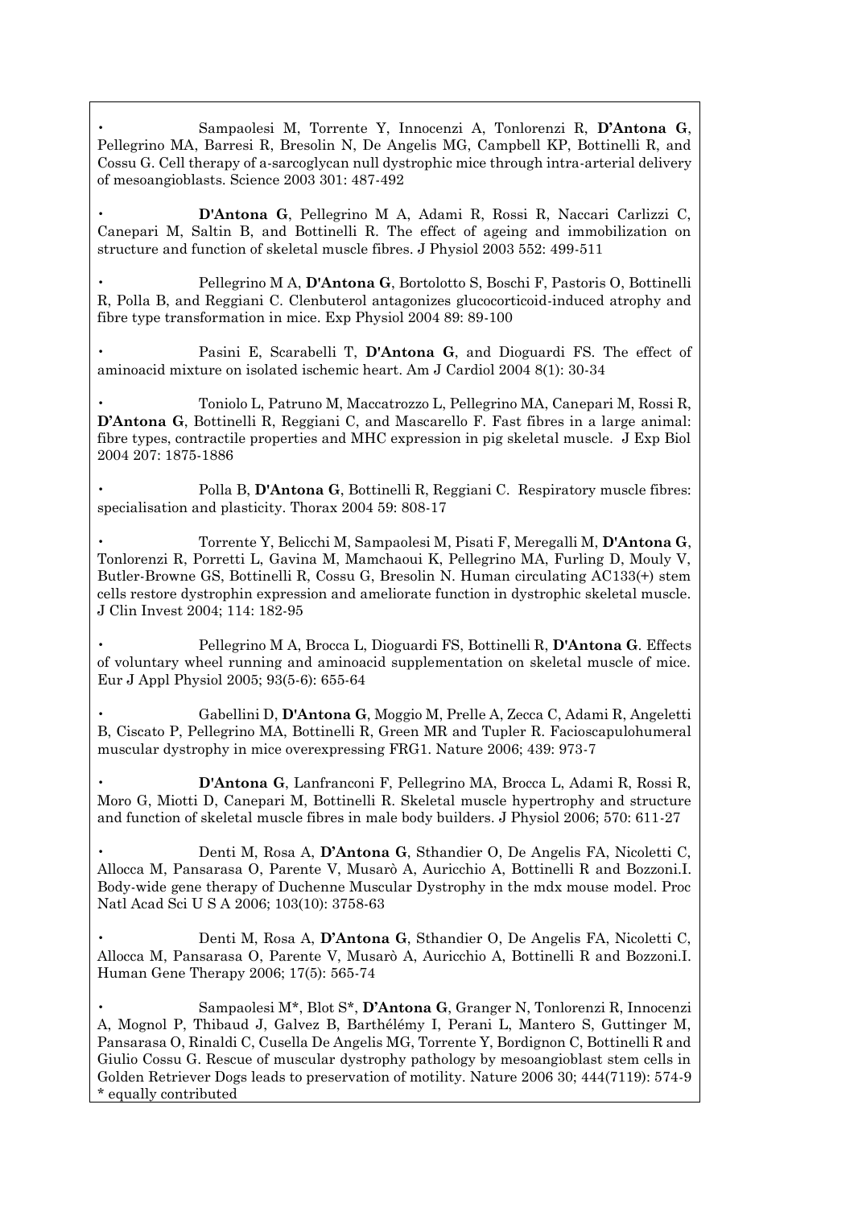- Sampaolesi M, Torrente Y, Innocenzi A, Tonlorenzi R, **D'Antona G**, Pellegrino MA, Barresi R, Bresolin N, De Angelis MG, Campbell KP, Bottinelli R, and Cossu G. Cell therapy of a-sarcoglycan null dystrophic mice through intra-arterial delivery of mesoangioblasts. Science 2003 301: 487-492

- **D'Antona G**, Pellegrino M A, Adami R, Rossi R, Naccari Carlizzi C, Canepari M, Saltin B, and Bottinelli R. The effect of ageing and immobilization on structure and function of skeletal muscle fibres. J Physiol 2003 552: 499-511

- Pellegrino M A, **D'Antona G**, Bortolotto S, Boschi F, Pastoris O, Bottinelli R, Polla B, and Reggiani C. Clenbuterol antagonizes glucocorticoid-induced atrophy and fibre type transformation in mice. Exp Physiol 2004 89: 89-100

- Pasini E, Scarabelli T, **D'Antona G**, and Dioguardi FS. The effect of aminoacid mixture on isolated ischemic heart. Am J Cardiol 2004 8(1): 30-34

- Toniolo L, Patruno M, Maccatrozzo L, Pellegrino MA, Canepari M, Rossi R, **D'Antona G**, Bottinelli R, Reggiani C, and Mascarello F. Fast fibres in a large animal: fibre types, contractile properties and MHC expression in pig skeletal muscle. J Exp Biol 2004 207: 1875-1886

- Polla B, **D'Antona G**, Bottinelli R, Reggiani C. Respiratory muscle fibres: specialisation and plasticity. Thorax 2004 59: 808-17

- Torrente Y, Belicchi M, Sampaolesi M, Pisati F, Meregalli M, **D'Antona G**, Tonlorenzi R, Porretti L, Gavina M, Mamchaoui K, Pellegrino MA, Furling D, Mouly V, Butler-Browne GS, Bottinelli R, Cossu G, Bresolin N. Human circulating AC133(+) stem cells restore dystrophin expression and ameliorate function in dystrophic skeletal muscle. J Clin Invest 2004; 114: 182-95

- Pellegrino M A, Brocca L, Dioguardi FS, Bottinelli R, **D'Antona G**. Effects of voluntary wheel running and aminoacid supplementation on skeletal muscle of mice. Eur J Appl Physiol 2005; 93(5-6): 655-64

- Gabellini D, **D'Antona G**, Moggio M, Prelle A, Zecca C, Adami R, Angeletti B, Ciscato P, Pellegrino MA, Bottinelli R, Green MR and Tupler R. Facioscapulohumeral muscular dystrophy in mice overexpressing FRG1. Nature 2006; 439: 973-7

- **D'Antona G**, Lanfranconi F, Pellegrino MA, Brocca L, Adami R, Rossi R, Moro G, Miotti D, Canepari M, Bottinelli R. Skeletal muscle hypertrophy and structure and function of skeletal muscle fibres in male body builders. J Physiol 2006; 570: 611-27

- Denti M, Rosa A, **D'Antona G**, Sthandier O, De Angelis FA, Nicoletti C, Allocca M, Pansarasa O, Parente V, Musarò A, Auricchio A, Bottinelli R and Bozzoni.I. Body-wide gene therapy of Duchenne Muscular Dystrophy in the mdx mouse model. Proc Natl Acad Sci U S A 2006; 103(10): 3758-63

- Denti M, Rosa A, **D'Antona G**, Sthandier O, De Angelis FA, Nicoletti C, Allocca M, Pansarasa O, Parente V, Musarò A, Auricchio A, Bottinelli R and Bozzoni.I. Human Gene Therapy 2006; 17(5): 565-74

- Sampaolesi M*, Blot S*, **D'Antona G**, Granger N, Tonlorenzi R, Innocenzi A, Mognol P, Thibaud J, Galvez B, Barthélémy I, Perani L, Mantero S, Guttinger M, Pansarasa O, Rinaldi C, Cusella De Angelis MG, Torrente Y, Bordignon C, Bottinelli R and Giulio Cossu G. Rescue of muscular dystrophy pathology by mesoangioblast stem cells in Golden Retriever Dogs leads to preservation of motility. Nature 2006 30; 444(7119): 574-9
  * equally contributed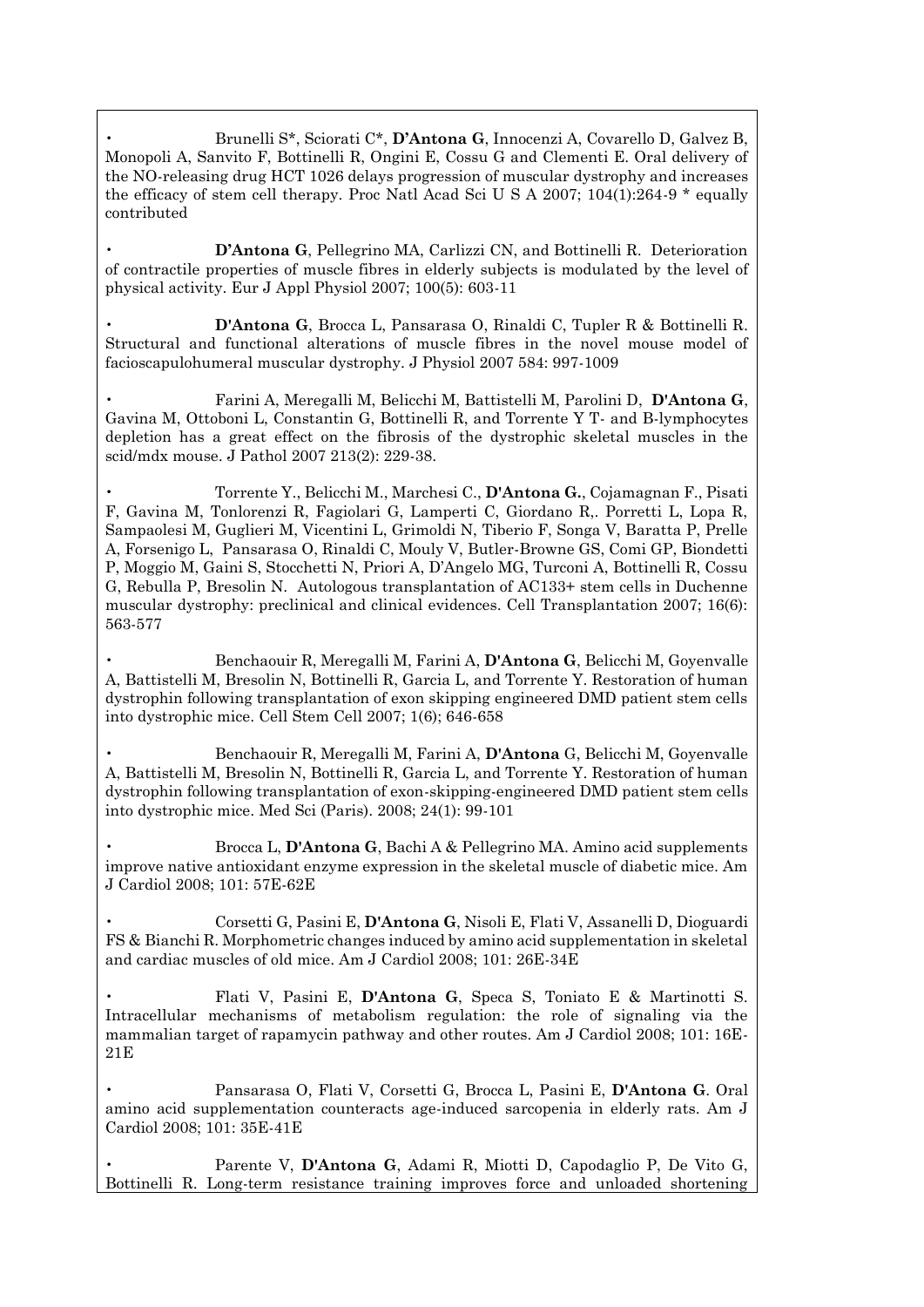- Brunelli S*, Sciorati C*, **D'Antona G**, Innocenzi A, Covarello D, Galvez B, Monopoli A, Sanvito F, Bottinelli R, Ongini E, Cossu G and Clementi E. Oral delivery of the NO-releasing drug HCT 1026 delays progression of muscular dystrophy and increases the efficacy of stem cell therapy. Proc Natl Acad Sci U S A 2007; 104(1):264-9 * equally contributed

- **D'Antona G**, Pellegrino MA, Carlizzi CN, and Bottinelli R. Deterioration of contractile properties of muscle fibres in elderly subjects is modulated by the level of physical activity. Eur J Appl Physiol 2007; 100(5): 603-11

- **D'Antona G**, Brocca L, Pansarasa O, Rinaldi C, Tupler R & Bottinelli R. Structural and functional alterations of muscle fibres in the novel mouse model of facioscapulohumeral muscular dystrophy. J Physiol 2007 584: 997-1009

- Farini A, Meregalli M, Belicchi M, Battistelli M, Parolini D, **D'Antona G**, Gavina M, Ottoboni L, Constantin G, Bottinelli R, and Torrente Y T- and B-lymphocytes depletion has a great effect on the fibrosis of the dystrophic skeletal muscles in the scid/mdx mouse. J Pathol 2007 213(2): 229-38.

- Torrente Y., Belicchi M., Marchesi C., **D'Antona G.**, Cojamagnan F., Pisati F, Gavina M, Tonlorenzi R, Fagiolari G, Lamperti C, Giordano R,. Porretti L, Lopa R, Sampaolesi M, Guglieri M, Vicentini L, Grimoldi N, Tiberio F, Songa V, Baratta P, Prelle A, Forsenigo L, Pansarasa O, Rinaldi C, Mouly V, Butler-Browne GS, Comi GP, Biondetti P, Moggio M, Gaini S, Stocchetti N, Priori A, D'Angelo MG, Turconi A, Bottinelli R, Cossu G, Rebulla P, Bresolin N. Autologous transplantation of AC133+ stem cells in Duchenne muscular dystrophy: preclinical and clinical evidences. Cell Transplantation 2007; 16(6): 563-577

- Benchaouir R, Meregalli M, Farini A, **D'Antona G**, Belicchi M, Goyenvalle A, Battistelli M, Bresolin N, Bottinelli R, Garcia L, and Torrente Y. Restoration of human dystrophin following transplantation of exon skipping engineered DMD patient stem cells into dystrophic mice. Cell Stem Cell 2007; 1(6); 646-658

- Benchaouir R, Meregalli M, Farini A, **D'Antona** G, Belicchi M, Goyenvalle A, Battistelli M, Bresolin N, Bottinelli R, Garcia L, and Torrente Y. Restoration of human dystrophin following transplantation of exon-skipping-engineered DMD patient stem cells into dystrophic mice. Med Sci (Paris). 2008; 24(1): 99-101

- Brocca L, **D'Antona G**, Bachi A & Pellegrino MA. Amino acid supplements improve native antioxidant enzyme expression in the skeletal muscle of diabetic mice. Am J Cardiol 2008; 101: 57E-62E

- Corsetti G, Pasini E, **D'Antona G**, Nisoli E, Flati V, Assanelli D, Dioguardi FS & Bianchi R. Morphometric changes induced by amino acid supplementation in skeletal and cardiac muscles of old mice. Am J Cardiol 2008; 101: 26E-34E

- Flati V, Pasini E, **D'Antona G**, Speca S, Toniato E & Martinotti S. Intracellular mechanisms of metabolism regulation: the role of signaling via the mammalian target of rapamycin pathway and other routes. Am J Cardiol 2008; 101: 16E-21E

- Pansarasa O, Flati V, Corsetti G, Brocca L, Pasini E, **D'Antona G**. Oral amino acid supplementation counteracts age-induced sarcopenia in elderly rats. Am J Cardiol 2008; 101: 35E-41E

- Parente V, **D'Antona G**, Adami R, Miotti D, Capodaglio P, De Vito G, Bottinelli R. Long-term resistance training improves force and unloaded shortening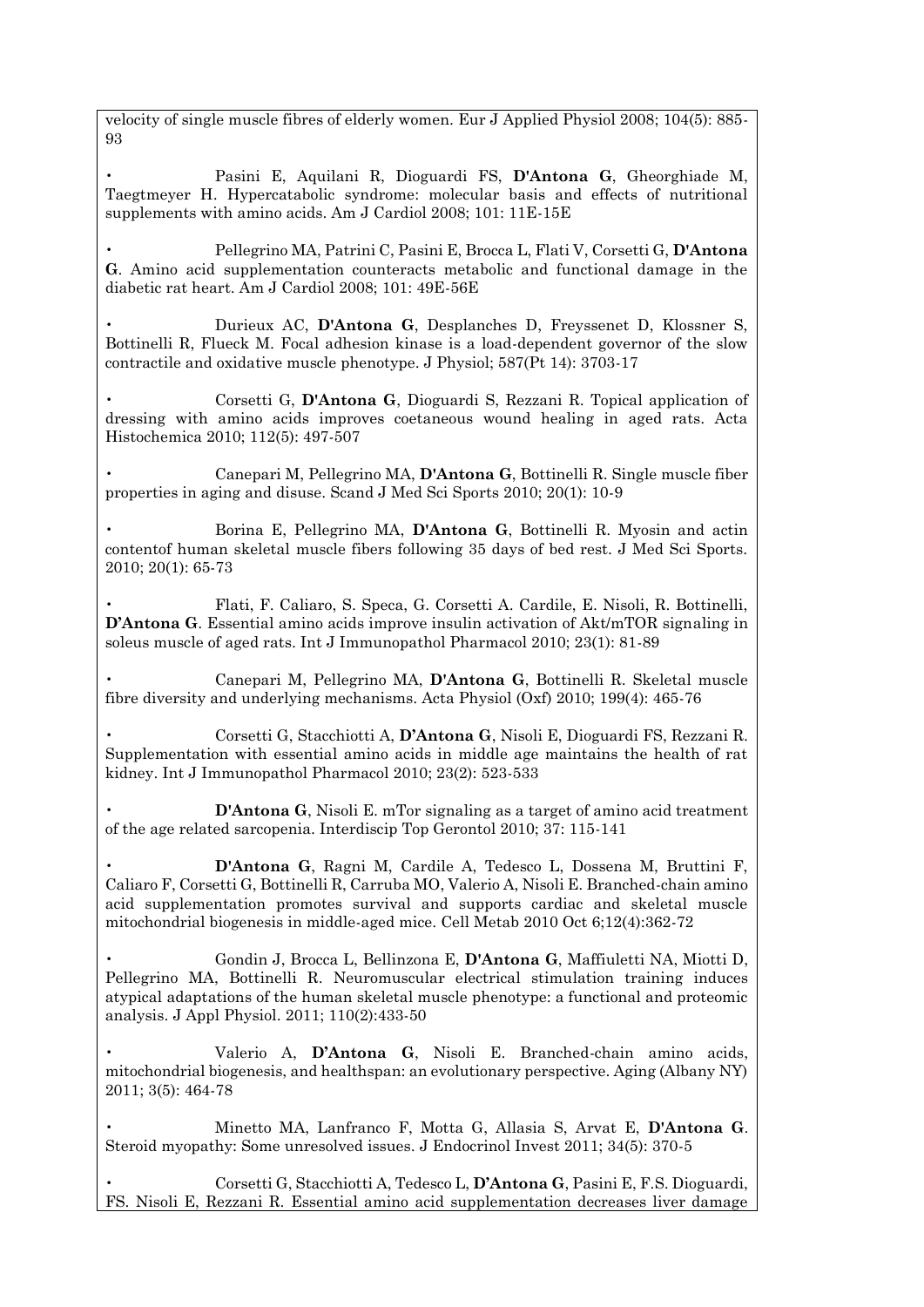velocity of single muscle fibres of elderly women. Eur J Applied Physiol 2008; 104(5): 885-93

- Pasini E, Aquilani R, Dioguardi FS, **D'Antona G**, Gheorghiade M, Taegtmeyer H. Hypercatabolic syndrome: molecular basis and effects of nutritional supplements with amino acids. Am J Cardiol 2008; 101: 11E-15E

- Pellegrino MA, Patrini C, Pasini E, Brocca L, Flati V, Corsetti G, **D'Antona G**. Amino acid supplementation counteracts metabolic and functional damage in the diabetic rat heart. Am J Cardiol 2008; 101: 49E-56E

- Durieux AC, **D'Antona G**, Desplanches D, Freyssenet D, Klossner S, Bottinelli R, Flueck M. Focal adhesion kinase is a load-dependent governor of the slow contractile and oxidative muscle phenotype. J Physiol; 587(Pt 14): 3703-17

- Corsetti G, **D'Antona G**, Dioguardi S, Rezzani R. Topical application of dressing with amino acids improves coetaneous wound healing in aged rats. Acta Histochemica 2010; 112(5): 497-507

- Canepari M, Pellegrino MA, **D'Antona G**, Bottinelli R. Single muscle fiber properties in aging and disuse. Scand J Med Sci Sports 2010; 20(1): 10-9

- Borina E, Pellegrino MA, **D'Antona G**, Bottinelli R. Myosin and actin contentof human skeletal muscle fibers following 35 days of bed rest. J Med Sci Sports. 2010; 20(1): 65-73

- Flati, F. Caliaro, S. Speca, G. Corsetti A. Cardile, E. Nisoli, R. Bottinelli, **D'Antona G**. Essential amino acids improve insulin activation of Akt/mTOR signaling in soleus muscle of aged rats. Int J Immunopathol Pharmacol 2010; 23(1): 81-89

- Canepari M, Pellegrino MA, **D'Antona G**, Bottinelli R. Skeletal muscle fibre diversity and underlying mechanisms. Acta Physiol (Oxf) 2010; 199(4): 465-76

- Corsetti G, Stacchiotti A, **D'Antona G**, Nisoli E, Dioguardi FS, Rezzani R. Supplementation with essential amino acids in middle age maintains the health of rat kidney. Int J Immunopathol Pharmacol 2010; 23(2): 523-533

- **D'Antona G**, Nisoli E. mTor signaling as a target of amino acid treatment of the age related sarcopenia. Interdiscip Top Gerontol 2010; 37: 115-141

- **D'Antona G**, Ragni M, Cardile A, Tedesco L, Dossena M, Bruttini F, Caliaro F, Corsetti G, Bottinelli R, Carruba MO, Valerio A, Nisoli E. Branched-chain amino acid supplementation promotes survival and supports cardiac and skeletal muscle mitochondrial biogenesis in middle-aged mice. Cell Metab 2010 Oct 6;12(4):362-72

- Gondin J, Brocca L, Bellinzona E, **D'Antona G**, Maffiuletti NA, Miotti D, Pellegrino MA, Bottinelli R. Neuromuscular electrical stimulation training induces atypical adaptations of the human skeletal muscle phenotype: a functional and proteomic analysis. J Appl Physiol. 2011; 110(2):433-50

- Valerio A, **D'Antona G**, Nisoli E. Branched-chain amino acids, mitochondrial biogenesis, and healthspan: an evolutionary perspective. Aging (Albany NY) 2011; 3(5): 464-78

- Minetto MA, Lanfranco F, Motta G, Allasia S, Arvat E, **D'Antona G**. Steroid myopathy: Some unresolved issues. J Endocrinol Invest 2011; 34(5): 370-5

- Corsetti G, Stacchiotti A, Tedesco L, **D'Antona G**, Pasini E, F.S. Dioguardi, FS. Nisoli E, Rezzani R. Essential amino acid supplementation decreases liver damage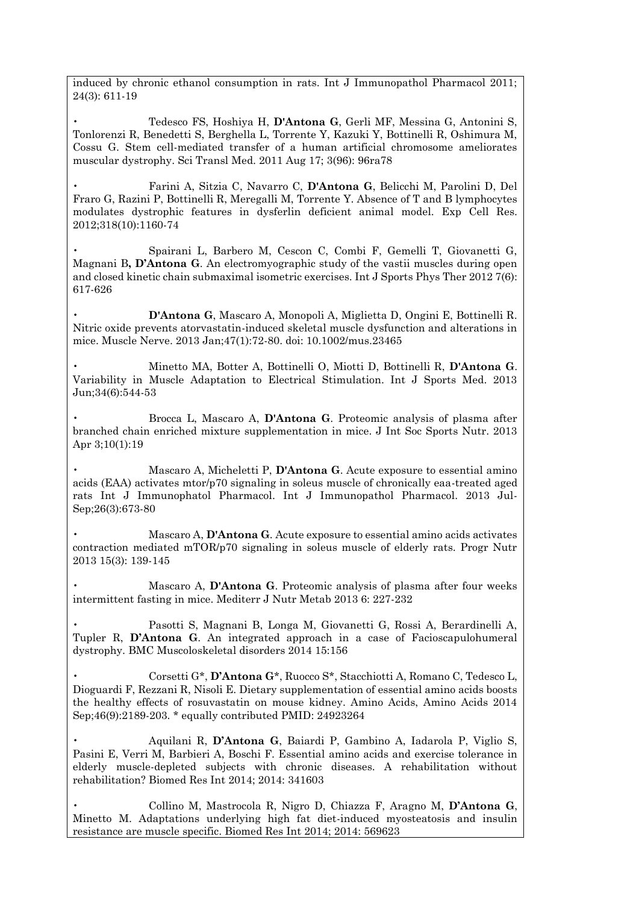induced by chronic ethanol consumption in rats. Int J Immunopathol Pharmacol 2011; 24(3): 611-19

- Tedesco FS, Hoshiya H, **D'Antona G**, Gerli MF, Messina G, Antonini S, Tonlorenzi R, Benedetti S, Berghella L, Torrente Y, Kazuki Y, Bottinelli R, Oshimura M, Cossu G. Stem cell-mediated transfer of a human artificial chromosome ameliorates muscular dystrophy. Sci Transl Med. 2011 Aug 17; 3(96): 96ra78

- Farini A, Sitzia C, Navarro C, **D'Antona G**, Belicchi M, Parolini D, Del Fraro G, Razini P, Bottinelli R, Meregalli M, Torrente Y. Absence of T and B lymphocytes modulates dystrophic features in dysferlin deficient animal model. Exp Cell Res. 2012;318(10):1160-74

- Spairani L, Barbero M, Cescon C, Combi F, Gemelli T, Giovanetti G, Magnani B**, D'Antona G**. An electromyographic study of the vastii muscles during open and closed kinetic chain submaximal isometric exercises. Int J Sports Phys Ther 2012 7(6): 617-626

- **D'Antona G**, Mascaro A, Monopoli A, Miglietta D, Ongini E, Bottinelli R. Nitric oxide prevents atorvastatin-induced skeletal muscle dysfunction and alterations in mice. Muscle Nerve. 2013 Jan;47(1):72-80. doi: 10.1002/mus.23465

- Minetto MA, Botter A, Bottinelli O, Miotti D, Bottinelli R, **D'Antona G**. Variability in Muscle Adaptation to Electrical Stimulation. Int J Sports Med. 2013 Jun;34(6):544-53

- Brocca L, Mascaro A, **D'Antona G**. Proteomic analysis of plasma after branched chain enriched mixture supplementation in mice. J Int Soc Sports Nutr. 2013 Apr 3;10(1):19

- Mascaro A, Micheletti P, **D'Antona G**. Acute exposure to essential amino acids (EAA) activates mtor/p70 signaling in soleus muscle of chronically eaa-treated aged rats Int J Immunophatol Pharmacol. Int J Immunopathol Pharmacol. 2013 Jul-Sep;26(3):673-80

- Mascaro A, **D'Antona G**. Acute exposure to essential amino acids activates contraction mediated mTOR/p70 signaling in soleus muscle of elderly rats. Progr Nutr 2013 15(3): 139-145

- Mascaro A, **D'Antona G**. Proteomic analysis of plasma after four weeks intermittent fasting in mice. Mediterr J Nutr Metab 2013 6: 227-232

- Pasotti S, Magnani B, Longa M, Giovanetti G, Rossi A, Berardinelli A, Tupler R, **D'Antona G**. An integrated approach in a case of Facioscapulohumeral dystrophy. BMC Muscoloskeletal disorders 2014 15:156

- Corsetti G*, **D'Antona G***, Ruocco S*, Stacchiotti A, Romano C, Tedesco L, Dioguardi F, Rezzani R, Nisoli E. Dietary supplementation of essential amino acids boosts the healthy effects of rosuvastatin on mouse kidney. Amino Acids, Amino Acids 2014 Sep;46(9):2189-203. * equally contributed PMID: 24923264

- Aquilani R, **D'Antona G**, Baiardi P, Gambino A, Iadarola P, Viglio S, Pasini E, Verri M, Barbieri A, Boschi F. Essential amino acids and exercise tolerance in elderly muscle-depleted subjects with chronic diseases. A rehabilitation without rehabilitation? Biomed Res Int 2014; 2014: 341603

- Collino M, Mastrocola R, Nigro D, Chiazza F, Aragno M, **D'Antona G**, Minetto M. Adaptations underlying high fat diet-induced myosteatosis and insulin resistance are muscle specific. Biomed Res Int 2014; 2014: 569623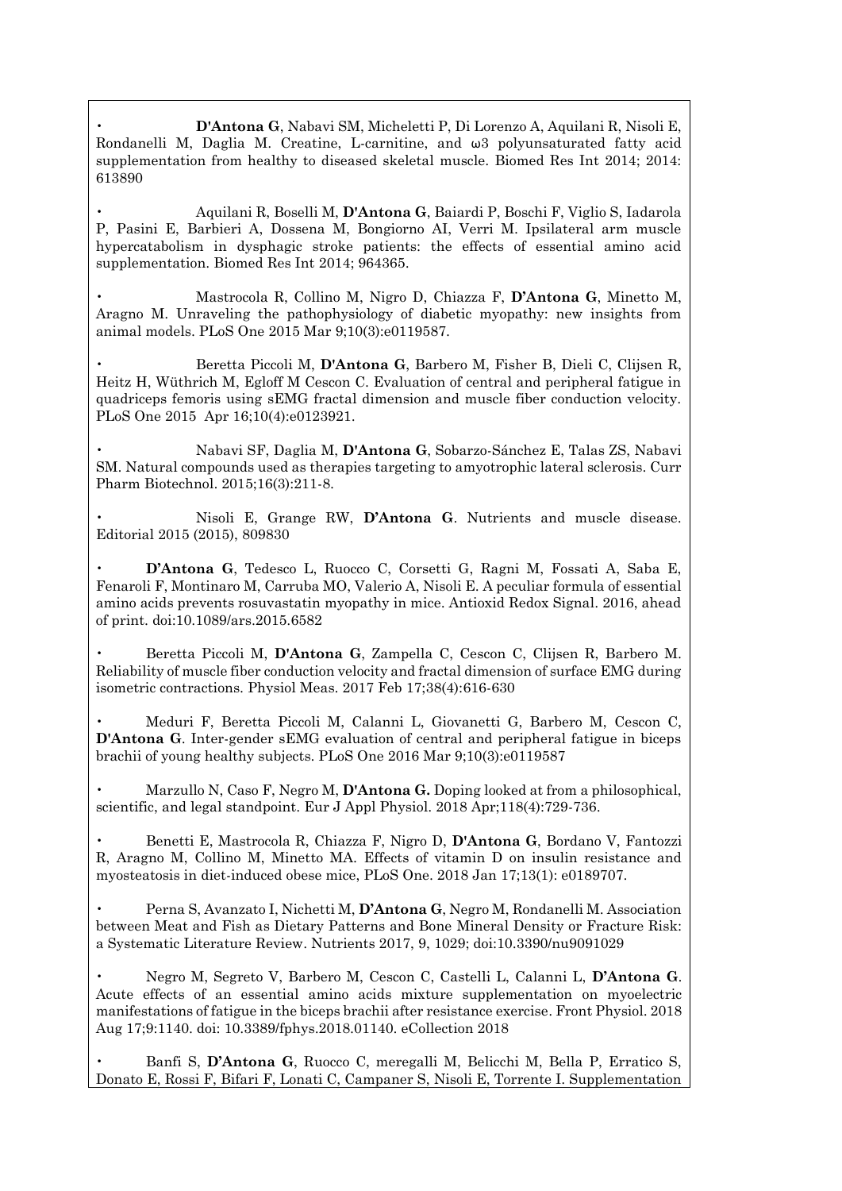- **D'Antona G**, Nabavi SM, Micheletti P, Di Lorenzo A, Aquilani R, Nisoli E, Rondanelli M, Daglia M. Creatine, L-carnitine, and ω3 polyunsaturated fatty acid supplementation from healthy to diseased skeletal muscle. Biomed Res Int 2014; 2014: 613890

- Aquilani R, Boselli M, **D'Antona G**, Baiardi P, Boschi F, Viglio S, Iadarola P, Pasini E, Barbieri A, Dossena M, Bongiorno AI, Verri M. Ipsilateral arm muscle hypercatabolism in dysphagic stroke patients: the effects of essential amino acid supplementation. Biomed Res Int 2014; 964365.

- Mastrocola R, Collino M, Nigro D, Chiazza F, **D'Antona G**, Minetto M, Aragno M. Unraveling the pathophysiology of diabetic myopathy: new insights from animal models. PLoS One 2015 Mar 9;10(3):e0119587.

- Beretta Piccoli M, **D'Antona G**, Barbero M, Fisher B, Dieli C, Clijsen R, Heitz H, Wüthrich M, Egloff M Cescon C. Evaluation of central and peripheral fatigue in quadriceps femoris using sEMG fractal dimension and muscle fiber conduction velocity. PLoS One 2015 Apr 16;10(4):e0123921.

- Nabavi SF, Daglia M, **D'Antona G**, Sobarzo-Sánchez E, Talas ZS, Nabavi SM. Natural compounds used as therapies targeting to amyotrophic lateral sclerosis. Curr Pharm Biotechnol. 2015;16(3):211-8.

- Nisoli E, Grange RW, **D'Antona G**. Nutrients and muscle disease. Editorial 2015 (2015), 809830

- **D'Antona G**, Tedesco L, Ruocco C, Corsetti G, Ragni M, Fossati A, Saba E, Fenaroli F, Montinaro M, Carruba MO, Valerio A, Nisoli E. A peculiar formula of essential amino acids prevents rosuvastatin myopathy in mice. Antioxid Redox Signal. 2016, ahead of print. doi:10.1089/ars.2015.6582

- Beretta Piccoli M, **D'Antona G**, Zampella C, Cescon C, Clijsen R, Barbero M. Reliability of muscle fiber conduction velocity and fractal dimension of surface EMG during isometric contractions. Physiol Meas. 2017 Feb 17;38(4):616-630

- Meduri F, Beretta Piccoli M, Calanni L, Giovanetti G, Barbero M, Cescon C, **D'Antona G**. Inter-gender sEMG evaluation of central and peripheral fatigue in biceps brachii of young healthy subjects. PLoS One 2016 Mar 9;10(3):e0119587

- Marzullo N, Caso F, Negro M, **D'Antona G.** Doping looked at from a philosophical, scientific, and legal standpoint. Eur J Appl Physiol. 2018 Apr;118(4):729-736.

- Benetti E, Mastrocola R, Chiazza F, Nigro D, **D'Antona G**, Bordano V, Fantozzi R, Aragno M, Collino M, Minetto MA. Effects of vitamin D on insulin resistance and myosteatosis in diet-induced obese mice, PLoS One. 2018 Jan 17;13(1): e0189707.

- Perna S, Avanzato I, Nichetti M, **D'Antona G**, Negro M, Rondanelli M. Association between Meat and Fish as Dietary Patterns and Bone Mineral Density or Fracture Risk: a Systematic Literature Review. Nutrients 2017, 9, 1029; doi:10.3390/nu9091029

- Negro M, Segreto V, Barbero M, Cescon C, Castelli L, Calanni L, **D'Antona G**. Acute effects of an essential amino acids mixture supplementation on myoelectric manifestations of fatigue in the biceps brachii after resistance exercise. Front Physiol. 2018 Aug 17;9:1140. doi: 10.3389/fphys.2018.01140. eCollection 2018

- Banfi S, **D'Antona G**, Ruocco C, meregalli M, Belicchi M, Bella P, Erratico S, Donato E, Rossi F, Bifari F, Lonati C, Campaner S, Nisoli E, Torrente I. Supplementation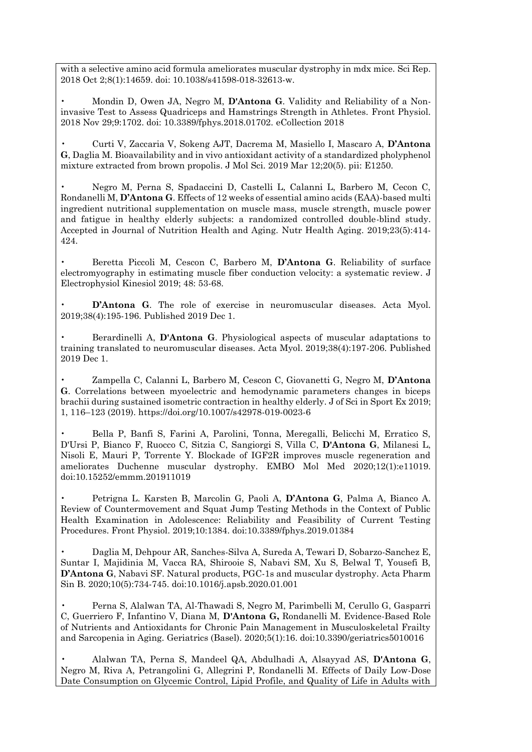with a selective amino acid formula ameliorates muscular dystrophy in mdx mice. Sci Rep. 2018 Oct 2;8(1):14659. doi: 10.1038/s41598-018-32613-w.

- Mondin D, Owen JA, Negro M, **D'Antona G**. Validity and Reliability of a Non-invasive Test to Assess Quadriceps and Hamstrings Strength in Athletes. Front Physiol. 2018 Nov 29;9:1702. doi: 10.3389/fphys.2018.01702. eCollection 2018

- Curti V, Zaccaria V, Sokeng AJT, Dacrema M, Masiello I, Mascaro A, **D'Antona G**, Daglia M. Bioavailability and in vivo antioxidant activity of a standardized pholyphenol mixture extracted from brown propolis. J Mol Sci. 2019 Mar 12;20(5). pii: E1250.

- Negro M, Perna S, Spadaccini D, Castelli L, Calanni L, Barbero M, Cecon C, Rondanelli M, **D'Antona G**. Effects of 12 weeks of essential amino acids (EAA)-based multi ingredient nutritional supplementation on muscle mass, muscle strength, muscle power and fatigue in healthy elderly subjects: a randomized controlled double-blind study. Accepted in Journal of Nutrition Health and Aging. Nutr Health Aging. 2019;23(5):414-424.

- Beretta Piccoli M, Cescon C, Barbero M, **D'Antona G**. Reliability of surface electromyography in estimating muscle fiber conduction velocity: a systematic review. J Electrophysiol Kinesiol 2019; 48: 53-68.

- **D'Antona G**. The role of exercise in neuromuscular diseases. Acta Myol. 2019;38(4):195-196. Published 2019 Dec 1.

- Berardinelli A, **D'Antona G**. Physiological aspects of muscular adaptations to training translated to neuromuscular diseases. Acta Myol. 2019;38(4):197-206. Published 2019 Dec 1.

- Zampella C, Calanni L, Barbero M, Cescon C, Giovanetti G, Negro M, **D'Antona G**. Correlations between myoelectric and hemodynamic parameters changes in biceps brachii during sustained isometric contraction in healthy elderly. J of Sci in Sport Ex 2019; 1, 116–123 (2019). https://doi.org/10.1007/s42978-019-0023-6

- Bella P, Banfi S, Farini A, Parolini, Tonna, Meregalli, Belicchi M, Erratico S, D'Ursi P, Bianco F, Ruocco C, Sitzia C, Sangiorgi S, Villa C, **D'Antona G**, Milanesi L, Nisoli E, Mauri P, Torrente Y. Blockade of IGF2R improves muscle regeneration and ameliorates Duchenne muscular dystrophy. EMBO Mol Med 2020;12(1):e11019. doi:10.15252/emmm.201911019

- Petrigna L. Karsten B, Marcolin G, Paoli A, **D'Antona G**, Palma A, Bianco A. Review of Countermovement and Squat Jump Testing Methods in the Context of Public Health Examination in Adolescence: Reliability and Feasibility of Current Testing Procedures. Front Physiol. 2019;10:1384. doi:10.3389/fphys.2019.01384

- Daglia M, Dehpour AR, Sanches-Silva A, Sureda A, Tewari D, Sobarzo-Sanchez E, Suntar I, Majidinia M, Vacca RA, Shirooie S, Nabavi SM, Xu S, Belwal T, Yousefi B, **D'Antona G**, Nabavi SF. Natural products, PGC-1s and muscular dystrophy. Acta Pharm Sin B. 2020;10(5):734-745. doi:10.1016/j.apsb.2020.01.001

- Perna S, Alalwan TA, Al-Thawadi S, Negro M, Parimbelli M, Cerullo G, Gasparri C, Guerriero F, Infantino V, Diana M, **D'Antona G,** Rondanelli M. Evidence-Based Role of Nutrients and Antioxidants for Chronic Pain Management in Musculoskeletal Frailty and Sarcopenia in Aging. Geriatrics (Basel). 2020;5(1):16. doi:10.3390/geriatrics5010016

- Alalwan TA, Perna S, Mandeel QA, Abdulhadi A, Alsayyad AS, **D'Antona G**, Negro M, Riva A, Petrangolini G, Allegrini P, Rondanelli M. Effects of Daily Low-Dose Date Consumption on Glycemic Control, Lipid Profile, and Quality of Life in Adults with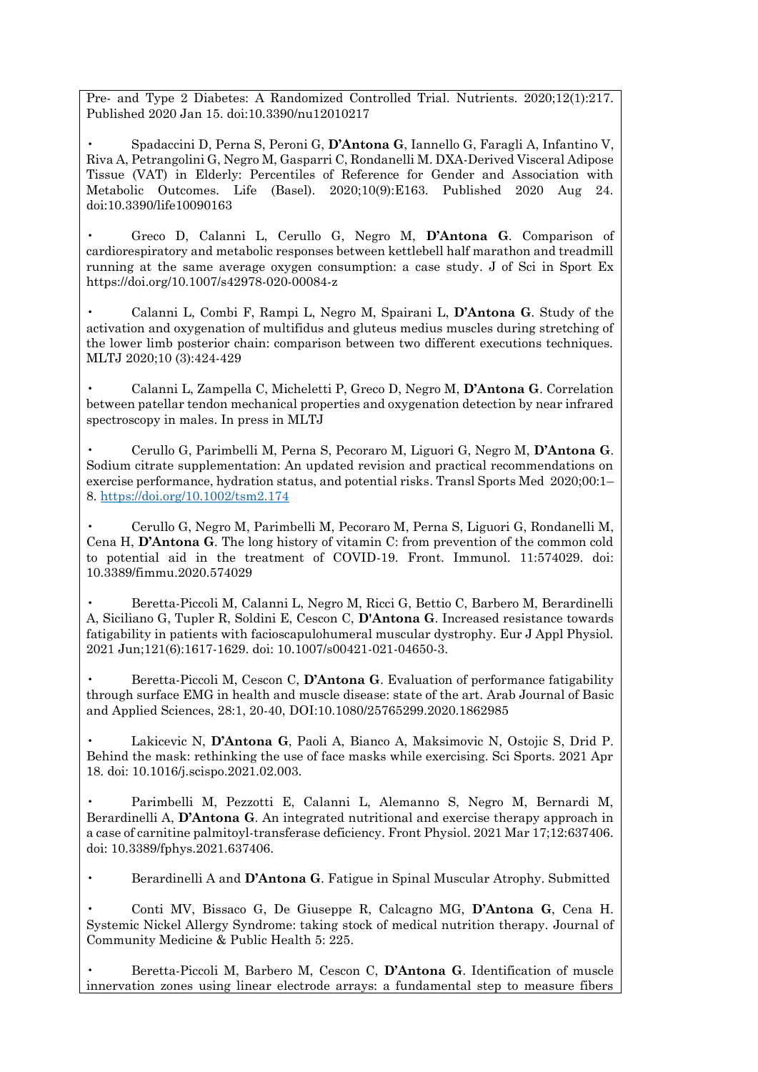Pre- and Type 2 Diabetes: A Randomized Controlled Trial. Nutrients. 2020;12(1):217. Published 2020 Jan 15. doi:10.3390/nu12010217

- Spadaccini D, Perna S, Peroni G, **D'Antona G**, Iannello G, Faragli A, Infantino V, Riva A, Petrangolini G, Negro M, Gasparri C, Rondanelli M. DXA-Derived Visceral Adipose Tissue (VAT) in Elderly: Percentiles of Reference for Gender and Association with Metabolic Outcomes. Life (Basel). 2020;10(9):E163. Published 2020 Aug 24. doi:10.3390/life10090163

- Greco D, Calanni L, Cerullo G, Negro M, **D'Antona G**. Comparison of cardiorespiratory and metabolic responses between kettlebell half marathon and treadmill running at the same average oxygen consumption: a case study. J of Sci in Sport Ex https://doi.org/10.1007/s42978-020-00084-z

- Calanni L, Combi F, Rampi L, Negro M, Spairani L, **D'Antona G**. Study of the activation and oxygenation of multifidus and gluteus medius muscles during stretching of the lower limb posterior chain: comparison between two different executions techniques. MLTJ 2020;10 (3):424-429

- Calanni L, Zampella C, Micheletti P, Greco D, Negro M, **D'Antona G**. Correlation between patellar tendon mechanical properties and oxygenation detection by near infrared spectroscopy in males. In press in MLTJ

- Cerullo G, Parimbelli M, Perna S, Pecoraro M, Liguori G, Negro M, **D'Antona G**. Sodium citrate supplementation: An updated revision and practical recommendations on exercise performance, hydration status, and potential risks. Transl Sports Med 2020;00:1–8. https://doi.org/10.1002/tsm2.174

- Cerullo G, Negro M, Parimbelli M, Pecoraro M, Perna S, Liguori G, Rondanelli M, Cena H, **D'Antona G**. The long history of vitamin C: from prevention of the common cold to potential aid in the treatment of COVID-19. Front. Immunol. 11:574029. doi: 10.3389/fimmu.2020.574029

- Beretta-Piccoli M, Calanni L, Negro M, Ricci G, Bettio C, Barbero M, Berardinelli A, Siciliano G, Tupler R, Soldini E, Cescon C, **D'Antona G**. Increased resistance towards fatigability in patients with facioscapulohumeral muscular dystrophy. Eur J Appl Physiol. 2021 Jun;121(6):1617-1629. doi: 10.1007/s00421-021-04650-3.

- Beretta-Piccoli M, Cescon C, **D'Antona G**. Evaluation of performance fatigability through surface EMG in health and muscle disease: state of the art. Arab Journal of Basic and Applied Sciences, 28:1, 20-40, DOI:10.1080/25765299.2020.1862985

- Lakicevic N, **D'Antona G**, Paoli A, Bianco A, Maksimovic N, Ostojic S, Drid P. Behind the mask: rethinking the use of face masks while exercising. Sci Sports. 2021 Apr 18. doi: 10.1016/j.scispo.2021.02.003.

- Parimbelli M, Pezzotti E, Calanni L, Alemanno S, Negro M, Bernardi M, Berardinelli A, **D'Antona G**. An integrated nutritional and exercise therapy approach in a case of carnitine palmitoyl-transferase deficiency. Front Physiol. 2021 Mar 17;12:637406. doi: 10.3389/fphys.2021.637406.

- Berardinelli A and **D'Antona G**. Fatigue in Spinal Muscular Atrophy. Submitted

- Conti MV, Bissaco G, De Giuseppe R, Calcagno MG, **D'Antona G**, Cena H. Systemic Nickel Allergy Syndrome: taking stock of medical nutrition therapy. Journal of Community Medicine & Public Health 5: 225.

- Beretta-Piccoli M, Barbero M, Cescon C, **D'Antona G**. Identification of muscle innervation zones using linear electrode arrays: a fundamental step to measure fibers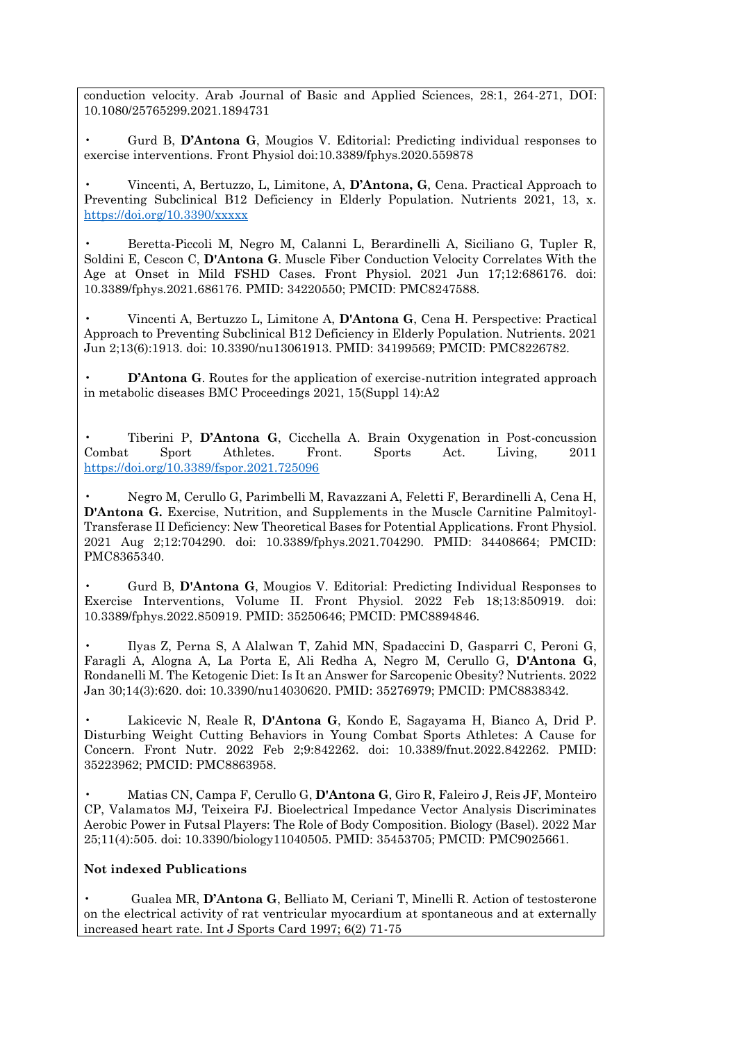conduction velocity. Arab Journal of Basic and Applied Sciences, 28:1, 264-271, DOI: 10.1080/25765299.2021.1894731

- Gurd B, **D'Antona G**, Mougios V. Editorial: Predicting individual responses to exercise interventions. Front Physiol doi:10.3389/fphys.2020.559878

- Vincenti, A, Bertuzzo, L, Limitone, A, **D'Antona, G**, Cena. Practical Approach to Preventing Subclinical B12 Deficiency in Elderly Population. Nutrients 2021, 13, x. https://doi.org/10.3390/xxxxx

- Beretta-Piccoli M, Negro M, Calanni L, Berardinelli A, Siciliano G, Tupler R, Soldini E, Cescon C, **D'Antona G**. Muscle Fiber Conduction Velocity Correlates With the Age at Onset in Mild FSHD Cases. Front Physiol. 2021 Jun 17;12:686176. doi: 10.3389/fphys.2021.686176. PMID: 34220550; PMCID: PMC8247588.

- Vincenti A, Bertuzzo L, Limitone A, **D'Antona G**, Cena H. Perspective: Practical Approach to Preventing Subclinical B12 Deficiency in Elderly Population. Nutrients. 2021 Jun 2;13(6):1913. doi: 10.3390/nu13061913. PMID: 34199569; PMCID: PMC8226782.

- **D'Antona G**. Routes for the application of exercise-nutrition integrated approach in metabolic diseases BMC Proceedings 2021, 15(Suppl 14):A2

- Tiberini P, **D'Antona G**, Cicchella A. Brain Oxygenation in Post-concussion Combat Sport Athletes. Front. Sports Act. Living, 2011 https://doi.org/10.3389/fspor.2021.725096

- Negro M, Cerullo G, Parimbelli M, Ravazzani A, Feletti F, Berardinelli A, Cena H, **D'Antona G.** Exercise, Nutrition, and Supplements in the Muscle Carnitine Palmitoyl-Transferase II Deficiency: New Theoretical Bases for Potential Applications. Front Physiol. 2021 Aug 2;12:704290. doi: 10.3389/fphys.2021.704290. PMID: 34408664; PMCID: PMC8365340.

- Gurd B, **D'Antona G**, Mougios V. Editorial: Predicting Individual Responses to Exercise Interventions, Volume II. Front Physiol. 2022 Feb 18;13:850919. doi: 10.3389/fphys.2022.850919. PMID: 35250646; PMCID: PMC8894846.

- Ilyas Z, Perna S, A Alalwan T, Zahid MN, Spadaccini D, Gasparri C, Peroni G, Faragli A, Alogna A, La Porta E, Ali Redha A, Negro M, Cerullo G, **D'Antona G**, Rondanelli M. The Ketogenic Diet: Is It an Answer for Sarcopenic Obesity? Nutrients. 2022 Jan 30;14(3):620. doi: 10.3390/nu14030620. PMID: 35276979; PMCID: PMC8838342.

- Lakicevic N, Reale R, **D'Antona G**, Kondo E, Sagayama H, Bianco A, Drid P. Disturbing Weight Cutting Behaviors in Young Combat Sports Athletes: A Cause for Concern. Front Nutr. 2022 Feb 2;9:842262. doi: 10.3389/fnut.2022.842262. PMID: 35223962; PMCID: PMC8863958.

- Matias CN, Campa F, Cerullo G, **D'Antona G**, Giro R, Faleiro J, Reis JF, Monteiro CP, Valamatos MJ, Teixeira FJ. Bioelectrical Impedance Vector Analysis Discriminates Aerobic Power in Futsal Players: The Role of Body Composition. Biology (Basel). 2022 Mar 25;11(4):505. doi: 10.3390/biology11040505. PMID: 35453705; PMCID: PMC9025661.

**Not indexed Publications**

- Gualea MR, **D'Antona G**, Belliato M, Ceriani T, Minelli R. Action of testosterone on the electrical activity of rat ventricular myocardium at spontaneous and at externally increased heart rate. Int J Sports Card 1997; 6(2) 71-75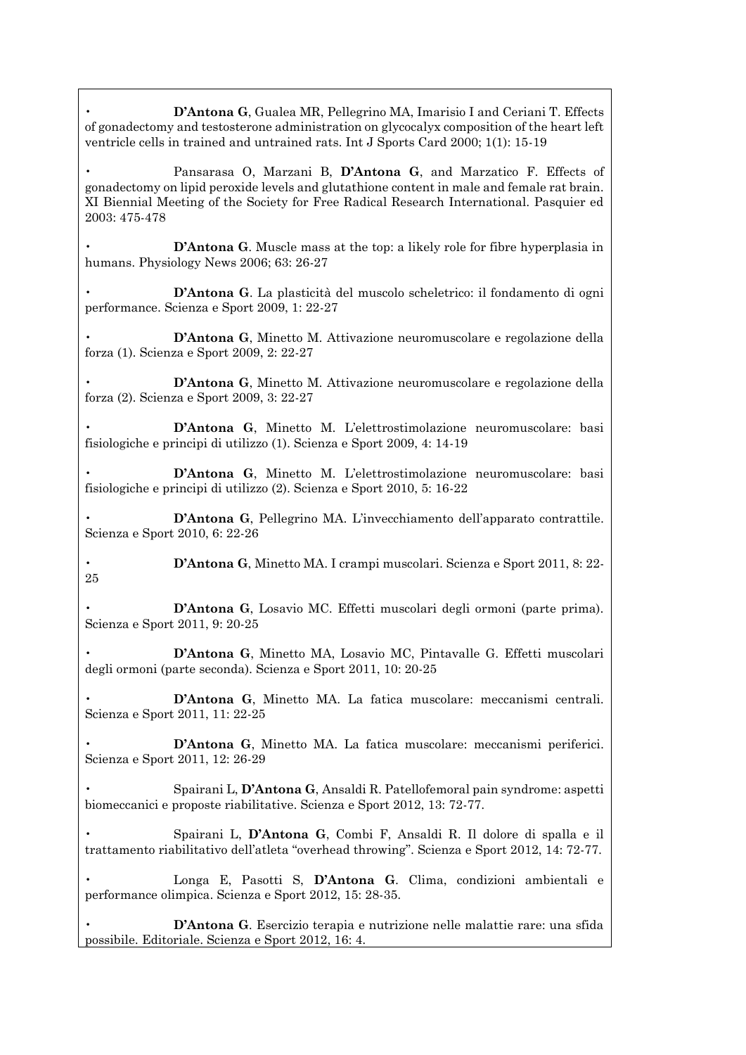- **D'Antona G**, Gualea MR, Pellegrino MA, Imarisio I and Ceriani T. Effects of gonadectomy and testosterone administration on glycocalyx composition of the heart left ventricle cells in trained and untrained rats. Int J Sports Card 2000; 1(1): 15-19

- Pansarasa O, Marzani B, **D'Antona G**, and Marzatico F. Effects of gonadectomy on lipid peroxide levels and glutathione content in male and female rat brain. XI Biennial Meeting of the Society for Free Radical Research International. Pasquier ed 2003: 475-478

- **D'Antona G**. Muscle mass at the top: a likely role for fibre hyperplasia in humans. Physiology News 2006; 63: 26-27

- **D'Antona G**. La plasticità del muscolo scheletrico: il fondamento di ogni performance. Scienza e Sport 2009, 1: 22-27

- **D'Antona G**, Minetto M. Attivazione neuromuscolare e regolazione della forza (1). Scienza e Sport 2009, 2: 22-27

- **D'Antona G**, Minetto M. Attivazione neuromuscolare e regolazione della forza (2). Scienza e Sport 2009, 3: 22-27

- **D'Antona G**, Minetto M. L'elettrostimolazione neuromuscolare: basi fisiologiche e principi di utilizzo (1). Scienza e Sport 2009, 4: 14-19

- **D'Antona G**, Minetto M. L'elettrostimolazione neuromuscolare: basi fisiologiche e principi di utilizzo (2). Scienza e Sport 2010, 5: 16-22

- **D'Antona G**, Pellegrino MA. L'invecchiamento dell'apparato contrattile. Scienza e Sport 2010, 6: 22-26

- **D'Antona G**, Minetto MA. I crampi muscolari. Scienza e Sport 2011, 8: 22-25

- **D'Antona G**, Losavio MC. Effetti muscolari degli ormoni (parte prima). Scienza e Sport 2011, 9: 20-25

- **D'Antona G**, Minetto MA, Losavio MC, Pintavalle G. Effetti muscolari degli ormoni (parte seconda). Scienza e Sport 2011, 10: 20-25

- **D'Antona G**, Minetto MA. La fatica muscolare: meccanismi centrali. Scienza e Sport 2011, 11: 22-25

- **D'Antona G**, Minetto MA. La fatica muscolare: meccanismi periferici. Scienza e Sport 2011, 12: 26-29

- Spairani L, **D'Antona G**, Ansaldi R. Patellofemoral pain syndrome: aspetti biomeccanici e proposte riabilitative. Scienza e Sport 2012, 13: 72-77.

- Spairani L, **D'Antona G**, Combi F, Ansaldi R. Il dolore di spalla e il trattamento riabilitativo dell'atleta "overhead throwing". Scienza e Sport 2012, 14: 72-77.

- Longa E, Pasotti S, **D'Antona G**. Clima, condizioni ambientali e performance olimpica. Scienza e Sport 2012, 15: 28-35.

- **D'Antona G**. Esercizio terapia e nutrizione nelle malattie rare: una sfida possibile. Editoriale. Scienza e Sport 2012, 16: 4.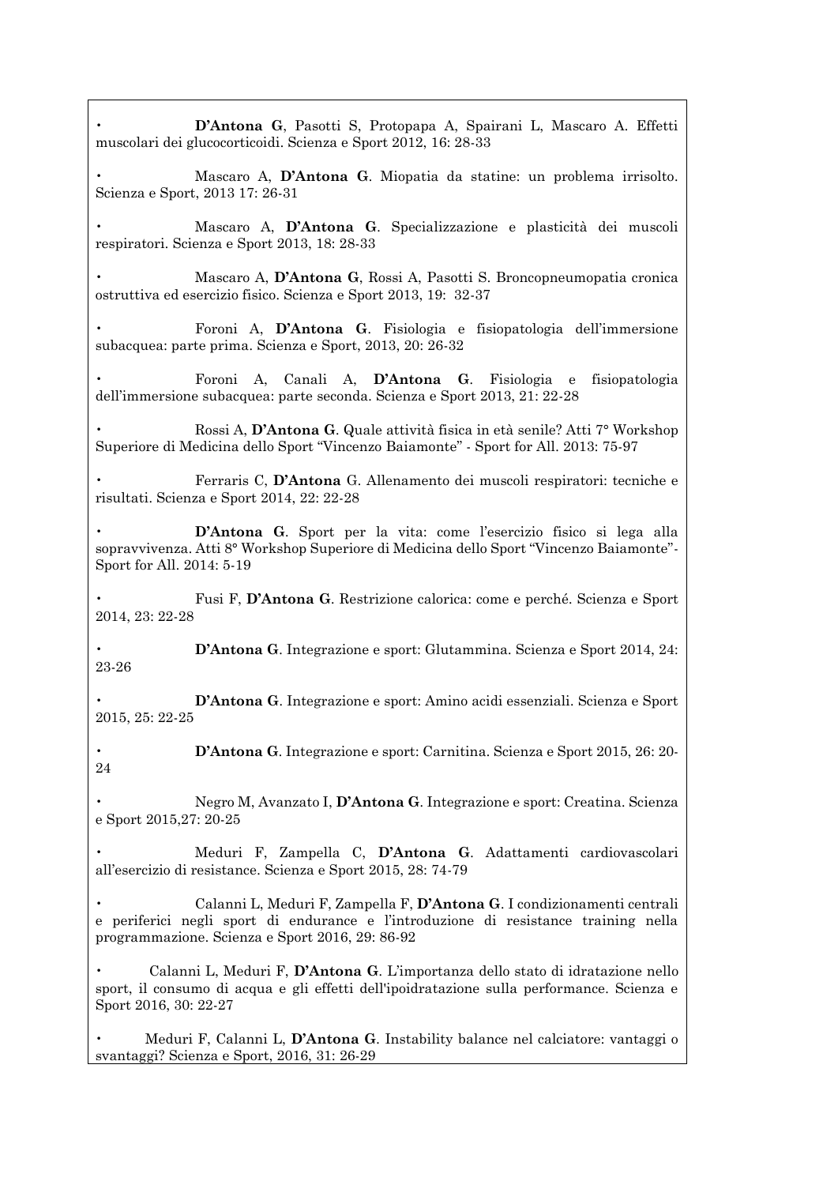- **D'Antona G**, Pasotti S, Protopapa A, Spairani L, Mascaro A. Effetti muscolari dei glucocorticoidi. Scienza e Sport 2012, 16: 28-33

- Mascaro A, **D'Antona G**. Miopatia da statine: un problema irrisolto. Scienza e Sport, 2013 17: 26-31

- Mascaro A, **D'Antona G**. Specializzazione e plasticità dei muscoli respiratori. Scienza e Sport 2013, 18: 28-33

- Mascaro A, **D'Antona G**, Rossi A, Pasotti S. Broncopneumopatia cronica ostruttiva ed esercizio fisico. Scienza e Sport 2013, 19: 32-37

- Foroni A, **D'Antona G**. Fisiologia e fisiopatologia dell'immersione subacquea: parte prima. Scienza e Sport, 2013, 20: 26-32

- Foroni A, Canali A, **D'Antona G**. Fisiologia e fisiopatologia dell'immersione subacquea: parte seconda. Scienza e Sport 2013, 21: 22-28

- Rossi A, **D'Antona G**. Quale attività fisica in età senile? Atti 7° Workshop Superiore di Medicina dello Sport "Vincenzo Baiamonte" - Sport for All. 2013: 75-97

- Ferraris C, **D'Antona** G. Allenamento dei muscoli respiratori: tecniche e risultati. Scienza e Sport 2014, 22: 22-28

- **D'Antona G**. Sport per la vita: come l'esercizio fisico si lega alla sopravvivenza. Atti 8° Workshop Superiore di Medicina dello Sport "Vincenzo Baiamonte"- Sport for All. 2014: 5-19

- Fusi F, **D'Antona G**. Restrizione calorica: come e perché. Scienza e Sport 2014, 23: 22-28

- **D'Antona G**. Integrazione e sport: Glutammina. Scienza e Sport 2014, 24: 23-26

- **D'Antona G**. Integrazione e sport: Amino acidi essenziali. Scienza e Sport 2015, 25: 22-25

- **D'Antona G**. Integrazione e sport: Carnitina. Scienza e Sport 2015, 26: 20-24

- Negro M, Avanzato I, **D'Antona G**. Integrazione e sport: Creatina. Scienza e Sport 2015,27: 20-25

- Meduri F, Zampella C, **D'Antona G**. Adattamenti cardiovascolari all'esercizio di resistance. Scienza e Sport 2015, 28: 74-79

- Calanni L, Meduri F, Zampella F, **D'Antona G**. I condizionamenti centrali e periferici negli sport di endurance e l'introduzione di resistance training nella programmazione. Scienza e Sport 2016, 29: 86-92

- Calanni L, Meduri F, **D'Antona G**. L'importanza dello stato di idratazione nello sport, il consumo di acqua e gli effetti dell'ipoidratazione sulla performance. Scienza e Sport 2016, 30: 22-27

- Meduri F, Calanni L, **D'Antona G**. Instability balance nel calciatore: vantaggi o svantaggi? Scienza e Sport, 2016, 31: 26-29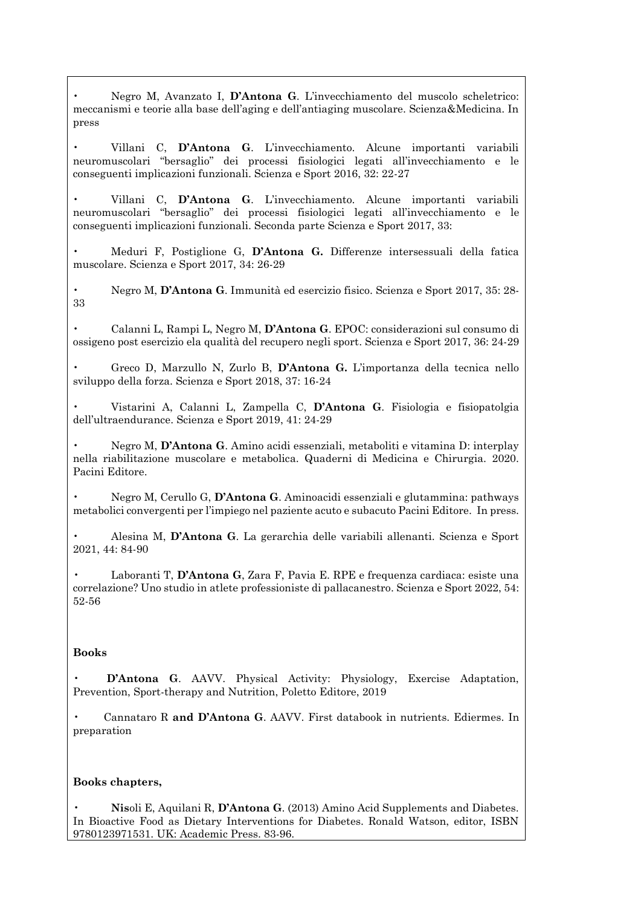- Negro M, Avanzato I, **D'Antona G**. L'invecchiamento del muscolo scheletrico: meccanismi e teorie alla base dell'aging e dell'antiaging muscolare. Scienza&Medicina. In press

- Villani C, **D'Antona G**. L'invecchiamento. Alcune importanti variabili neuromuscolari "bersaglio" dei processi fisiologici legati all'invecchiamento e le conseguenti implicazioni funzionali. Scienza e Sport 2016, 32: 22-27

- Villani C, **D'Antona G**. L'invecchiamento. Alcune importanti variabili neuromuscolari "bersaglio" dei processi fisiologici legati all'invecchiamento e le conseguenti implicazioni funzionali. Seconda parte Scienza e Sport 2017, 33:

- Meduri F, Postiglione G, **D'Antona G.** Differenze intersessuali della fatica muscolare. Scienza e Sport 2017, 34: 26-29

- Negro M, **D'Antona G**. Immunità ed esercizio fisico. Scienza e Sport 2017, 35: 28-33

- Calanni L, Rampi L, Negro M, **D'Antona G**. EPOC: considerazioni sul consumo di ossigeno post esercizio ela qualità del recupero negli sport. Scienza e Sport 2017, 36: 24-29

- Greco D, Marzullo N, Zurlo B, **D'Antona G.** L'importanza della tecnica nello sviluppo della forza. Scienza e Sport 2018, 37: 16-24

- Vistarini A, Calanni L, Zampella C, **D'Antona G**. Fisiologia e fisiopatolgia dell'ultraendurance. Scienza e Sport 2019, 41: 24-29

- Negro M, **D'Antona G**. Amino acidi essenziali, metaboliti e vitamina D: interplay nella riabilitazione muscolare e metabolica. Quaderni di Medicina e Chirurgia. 2020. Pacini Editore.

- Negro M, Cerullo G, **D'Antona G**. Aminoacidi essenziali e glutammina: pathways metabolici convergenti per l'impiego nel paziente acuto e subacuto Pacini Editore. In press.

- Alesina M, **D'Antona G**. La gerarchia delle variabili allenanti. Scienza e Sport 2021, 44: 84-90

- Laboranti T, **D'Antona G**, Zara F, Pavia E. RPE e frequenza cardiaca: esiste una correlazione? Uno studio in atlete professioniste di pallacanestro. Scienza e Sport 2022, 54: 52-56

**Books**

- **D'Antona G**. AAVV. Physical Activity: Physiology, Exercise Adaptation, Prevention, Sport-therapy and Nutrition, Poletto Editore, 2019

- Cannataro R **and D'Antona G**. AAVV. First databook in nutrients. Ediermes. In preparation

**Books chapters,**

- **Nis**oli E, Aquilani R, **D'Antona G**. (2013) Amino Acid Supplements and Diabetes. In Bioactive Food as Dietary Interventions for Diabetes. Ronald Watson, editor, ISBN 9780123971531. UK: Academic Press. 83-96.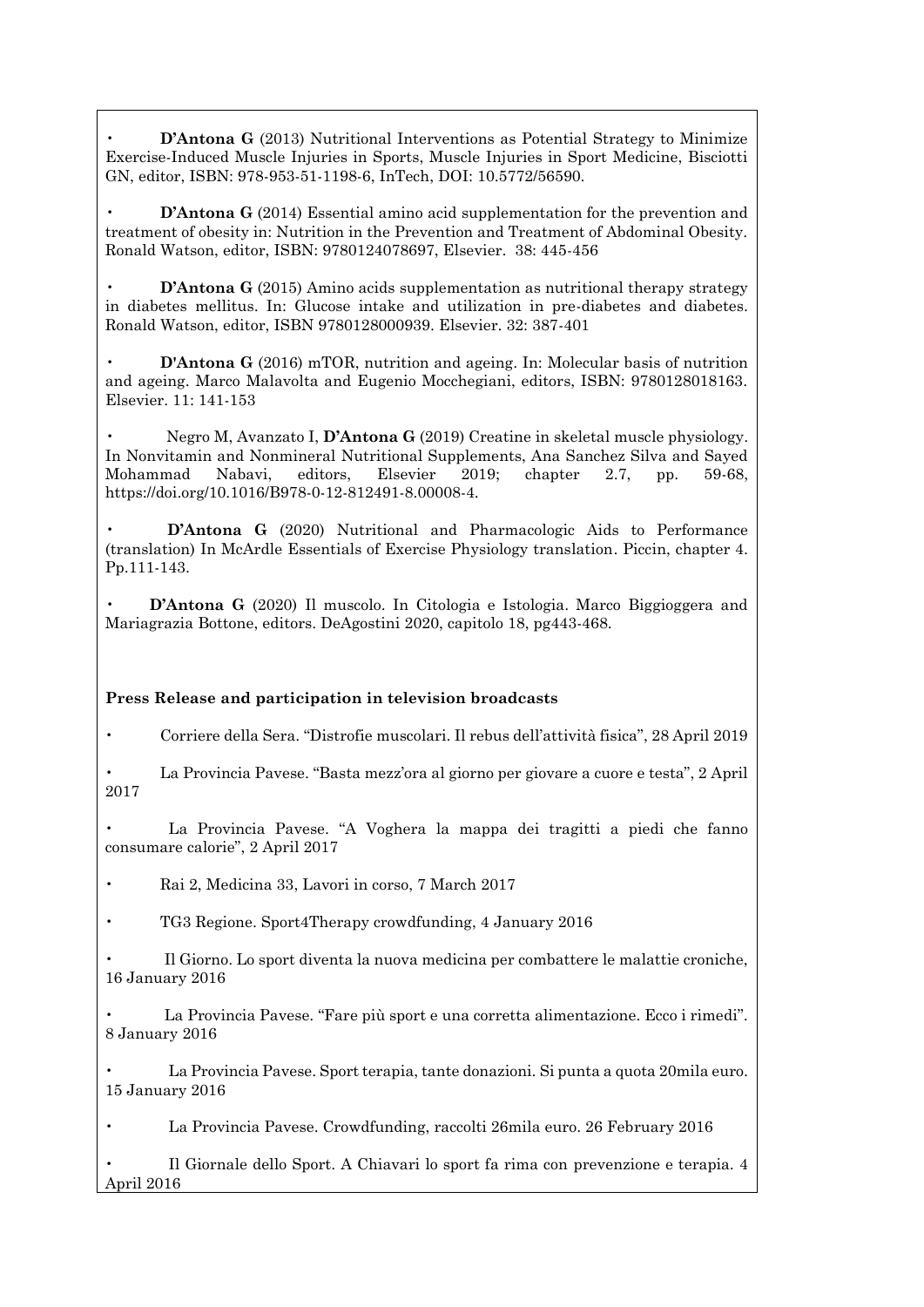- **D'Antona G** (2013) Nutritional Interventions as Potential Strategy to Minimize Exercise-Induced Muscle Injuries in Sports, Muscle Injuries in Sport Medicine, Bisciotti GN, editor, ISBN: 978-953-51-1198-6, InTech, DOI: 10.5772/56590.

- **D'Antona G** (2014) Essential amino acid supplementation for the prevention and treatment of obesity in: Nutrition in the Prevention and Treatment of Abdominal Obesity. Ronald Watson, editor, ISBN: 9780124078697, Elsevier. 38: 445-456

- **D'Antona G** (2015) Amino acids supplementation as nutritional therapy strategy in diabetes mellitus. In: Glucose intake and utilization in pre-diabetes and diabetes. Ronald Watson, editor, ISBN 9780128000939. Elsevier. 32: 387-401

- **D'Antona G** (2016) mTOR, nutrition and ageing. In: Molecular basis of nutrition and ageing. Marco Malavolta and Eugenio Mocchegiani, editors, ISBN: 9780128018163. Elsevier. 11: 141-153

- Negro M, Avanzato I, **D'Antona G** (2019) Creatine in skeletal muscle physiology. In Nonvitamin and Nonmineral Nutritional Supplements, Ana Sanchez Silva and Sayed Mohammad Nabavi, editors, Elsevier 2019; chapter 2.7, pp. 59-68, https://doi.org/10.1016/B978-0-12-812491-8.00008-4.

- **D'Antona G** (2020) Nutritional and Pharmacologic Aids to Performance (translation) In McArdle Essentials of Exercise Physiology translation. Piccin, chapter 4. Pp.111-143.

- **D'Antona G** (2020) Il muscolo. In Citologia e Istologia. Marco Biggioggera and Mariagrazia Bottone, editors. DeAgostini 2020, capitolo 18, pg443-468.

**Press Release and participation in television broadcasts**

- Corriere della Sera. "Distrofie muscolari. Il rebus dell'attività fisica", 28 April 2019

- La Provincia Pavese. "Basta mezz'ora al giorno per giovare a cuore e testa", 2 April 2017

- La Provincia Pavese. "A Voghera la mappa dei tragitti a piedi che fanno consumare calorie", 2 April 2017

- Rai 2, Medicina 33, Lavori in corso, 7 March 2017

- TG3 Regione. Sport4Therapy crowdfunding, 4 January 2016

- Il Giorno. Lo sport diventa la nuova medicina per combattere le malattie croniche, 16 January 2016

- La Provincia Pavese. "Fare più sport e una corretta alimentazione. Ecco i rimedi". 8 January 2016

- La Provincia Pavese. Sport terapia, tante donazioni. Si punta a quota 20mila euro. 15 January 2016

- La Provincia Pavese. Crowdfunding, raccolti 26mila euro. 26 February 2016

- Il Giornale dello Sport. A Chiavari lo sport fa rima con prevenzione e terapia. 4 April 2016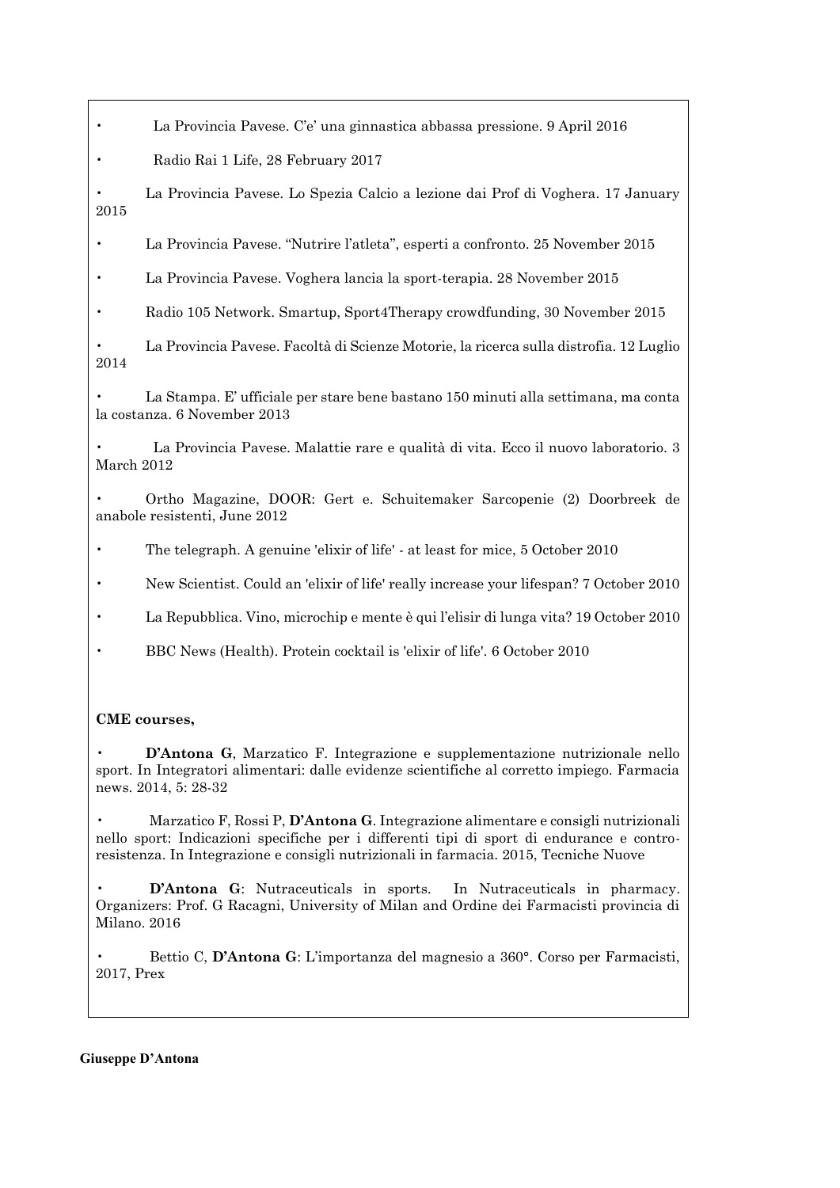- La Provincia Pavese. C'e' una ginnastica abbassa pressione. 9 April 2016
- Radio Rai 1 Life, 28 February 2017
- La Provincia Pavese. Lo Spezia Calcio a lezione dai Prof di Voghera. 17 January 2015
- La Provincia Pavese. "Nutrire l'atleta", esperti a confronto. 25 November 2015
- La Provincia Pavese. Voghera lancia la sport-terapia. 28 November 2015
- Radio 105 Network. Smartup, Sport4Therapy crowdfunding, 30 November 2015
- La Provincia Pavese. Facoltà di Scienze Motorie, la ricerca sulla distrofia. 12 Luglio 2014
- La Stampa. E' ufficiale per stare bene bastano 150 minuti alla settimana, ma conta la costanza. 6 November 2013
- La Provincia Pavese. Malattie rare e qualità di vita. Ecco il nuovo laboratorio. 3 March 2012
- Ortho Magazine, DOOR: Gert e. Schuitemaker Sarcopenie (2) Doorbreek de anabole resistenti, June 2012
- The telegraph. A genuine 'elixir of life' - at least for mice, 5 October 2010
- New Scientist. Could an 'elixir of life' really increase your lifespan? 7 October 2010
- La Repubblica. Vino, microchip e mente è qui l'elisir di lunga vita? 19 October 2010
- BBC News (Health). Protein cocktail is 'elixir of life'. 6 October 2010

**CME courses,**

- **D'Antona G**, Marzatico F. Integrazione e supplementazione nutrizionale nello sport. In Integratori alimentari: dalle evidenze scientifiche al corretto impiego. Farmacia news. 2014, 5: 28-32
- Marzatico F, Rossi P, **D'Antona G**. Integrazione alimentare e consigli nutrizionali nello sport: Indicazioni specifiche per i differenti tipi di sport di endurance e contro-resistenza. In Integrazione e consigli nutrizionali in farmacia. 2015, Tecniche Nuove
- **D'Antona G**: Nutraceuticals in sports. In Nutraceuticals in pharmacy. Organizers: Prof. G Racagni, University of Milan and Ordine dei Farmacisti provincia di Milano. 2016
- Bettio C, **D'Antona G**: L'importanza del magnesio a 360°. Corso per Farmacisti, 2017, Prex

**Giuseppe D'Antona**